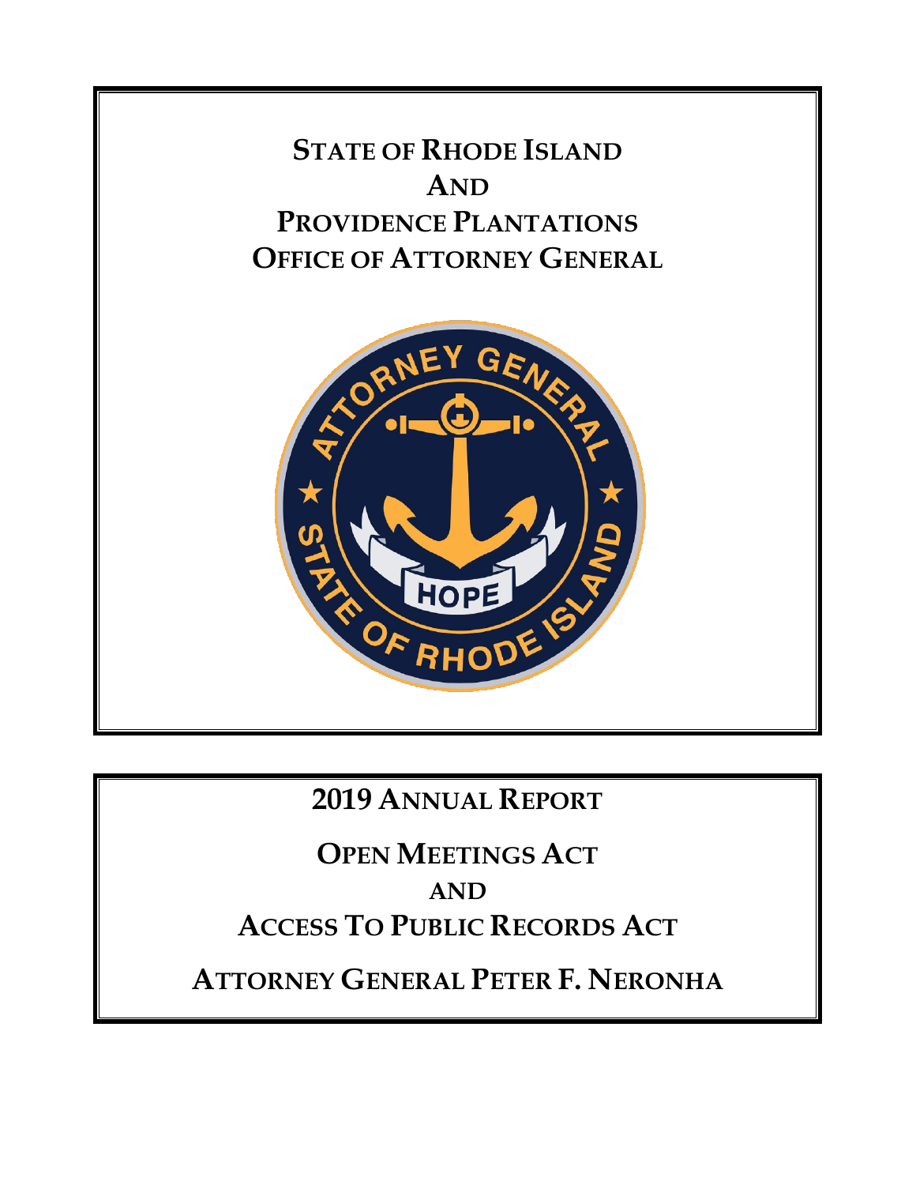# STATE OF RHODE ISLAND AND PROVIDENCE PLANTATIONS OFFICE OF ATTORNEY GENERAL

## 2019 ANNUAL REPORT

## OPEN MEETINGS ACT AND ACCESS TO PUBLIC RECORDS ACT

## ATTORNEY GENERAL PETER F. NERONHA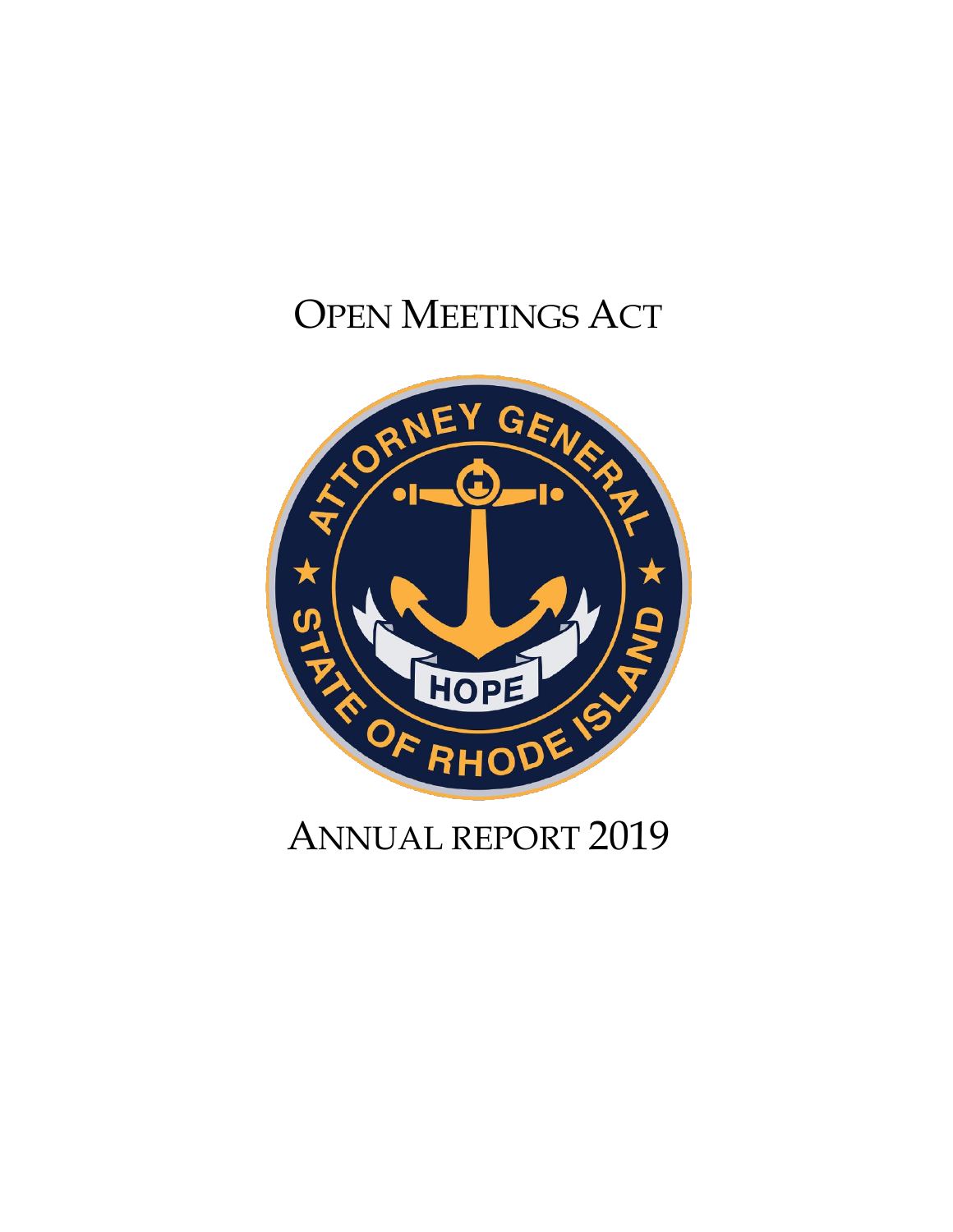# OPEN MEETINGS ACT

# ANNUAL REPORT 2019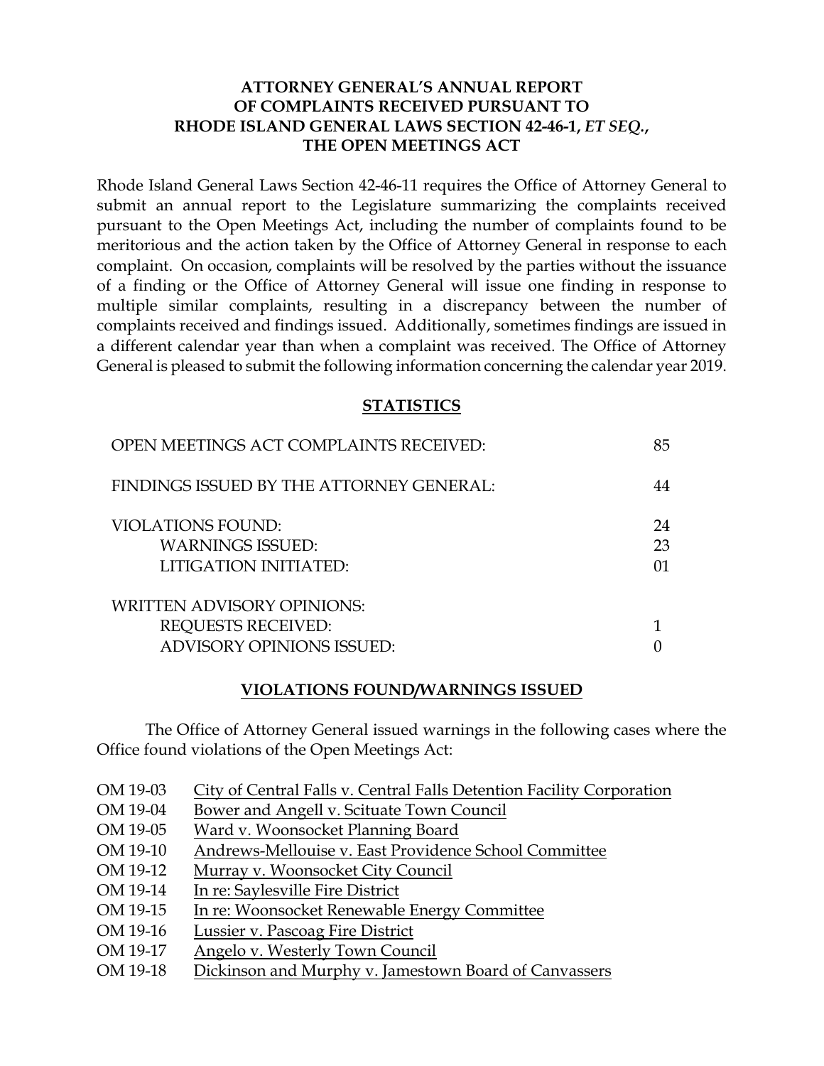# ATTORNEY GENERAL'S ANNUAL REPORT OF COMPLAINTS RECEIVED PURSUANT TO RHODE ISLAND GENERAL LAWS SECTION 42-46-1, *ET SEQ.*, THE OPEN MEETINGS ACT

Rhode Island General Laws Section 42-46-11 requires the Office of Attorney General to submit an annual report to the Legislature summarizing the complaints received pursuant to the Open Meetings Act, including the number of complaints found to be meritorious and the action taken by the Office of Attorney General in response to each complaint. On occasion, complaints will be resolved by the parties without the issuance of a finding or the Office of Attorney General will issue one finding in response to multiple similar complaints, resulting in a discrepancy between the number of complaints received and findings issued. Additionally, sometimes findings are issued in a different calendar year than when a complaint was received. The Office of Attorney General is pleased to submit the following information concerning the calendar year 2019.

## STATISTICS

| | |
|---|---|
| OPEN MEETINGS ACT COMPLAINTS RECEIVED: | 85 |
| FINDINGS ISSUED BY THE ATTORNEY GENERAL: | 44 |
| VIOLATIONS FOUND: | 24 |
| WARNINGS ISSUED: | 23 |
| LITIGATION INITIATED: | 01 |
| WRITTEN ADVISORY OPINIONS: | |
| REQUESTS RECEIVED: | 1 |
| ADVISORY OPINIONS ISSUED: | 0 |

## VIOLATIONS FOUND/WARNINGS ISSUED

The Office of Attorney General issued warnings in the following cases where the Office found violations of the Open Meetings Act:

- OM 19-03 City of Central Falls v. Central Falls Detention Facility Corporation
- OM 19-04 Bower and Angell v. Scituate Town Council
- OM 19-05 Ward v. Woonsocket Planning Board
- OM 19-10 Andrews-Mellouise v. East Providence School Committee
- OM 19-12 Murray v. Woonsocket City Council
- OM 19-14 In re: Saylesville Fire District
- OM 19-15 In re: Woonsocket Renewable Energy Committee
- OM 19-16 Lussier v. Pascoag Fire District
- OM 19-17 Angelo v. Westerly Town Council
- OM 19-18 Dickinson and Murphy v. Jamestown Board of Canvassers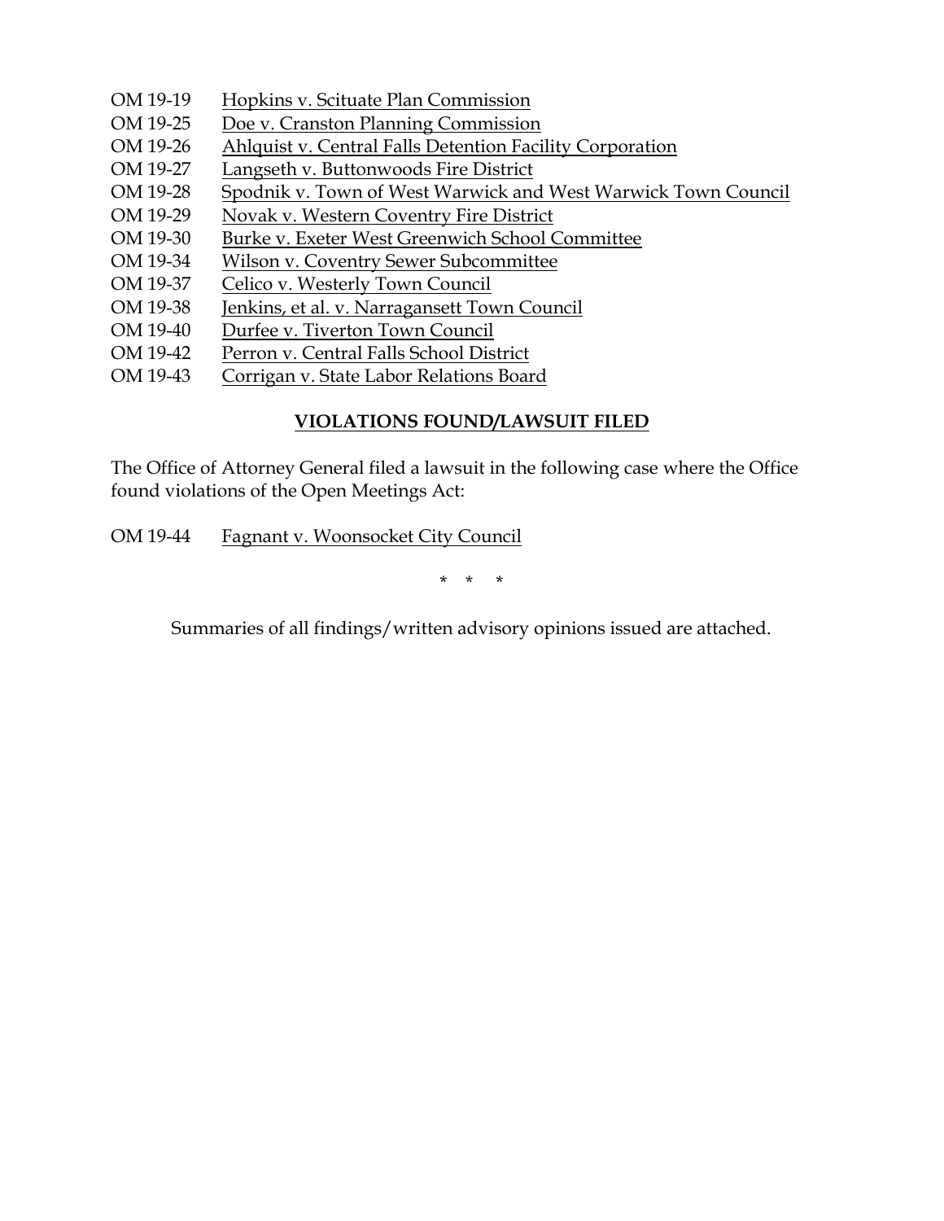OM 19-19 Hopkins v. Scituate Plan Commission
OM 19-25 Doe v. Cranston Planning Commission
OM 19-26 Ahlquist v. Central Falls Detention Facility Corporation
OM 19-27 Langseth v. Buttonwoods Fire District
OM 19-28 Spodnik v. Town of West Warwick and West Warwick Town Council
OM 19-29 Novak v. Western Coventry Fire District
OM 19-30 Burke v. Exeter West Greenwich School Committee
OM 19-34 Wilson v. Coventry Sewer Subcommittee
OM 19-37 Celico v. Westerly Town Council
OM 19-38 Jenkins, et al. v. Narragansett Town Council
OM 19-40 Durfee v. Tiverton Town Council
OM 19-42 Perron v. Central Falls School District
OM 19-43 Corrigan v. State Labor Relations Board

**VIOLATIONS FOUND/LAWSUIT FILED**

The Office of Attorney General filed a lawsuit in the following case where the Office found violations of the Open Meetings Act:

OM 19-44 Fagnant v. Woonsocket City Council

\* \* \*

Summaries of all findings/written advisory opinions issued are attached.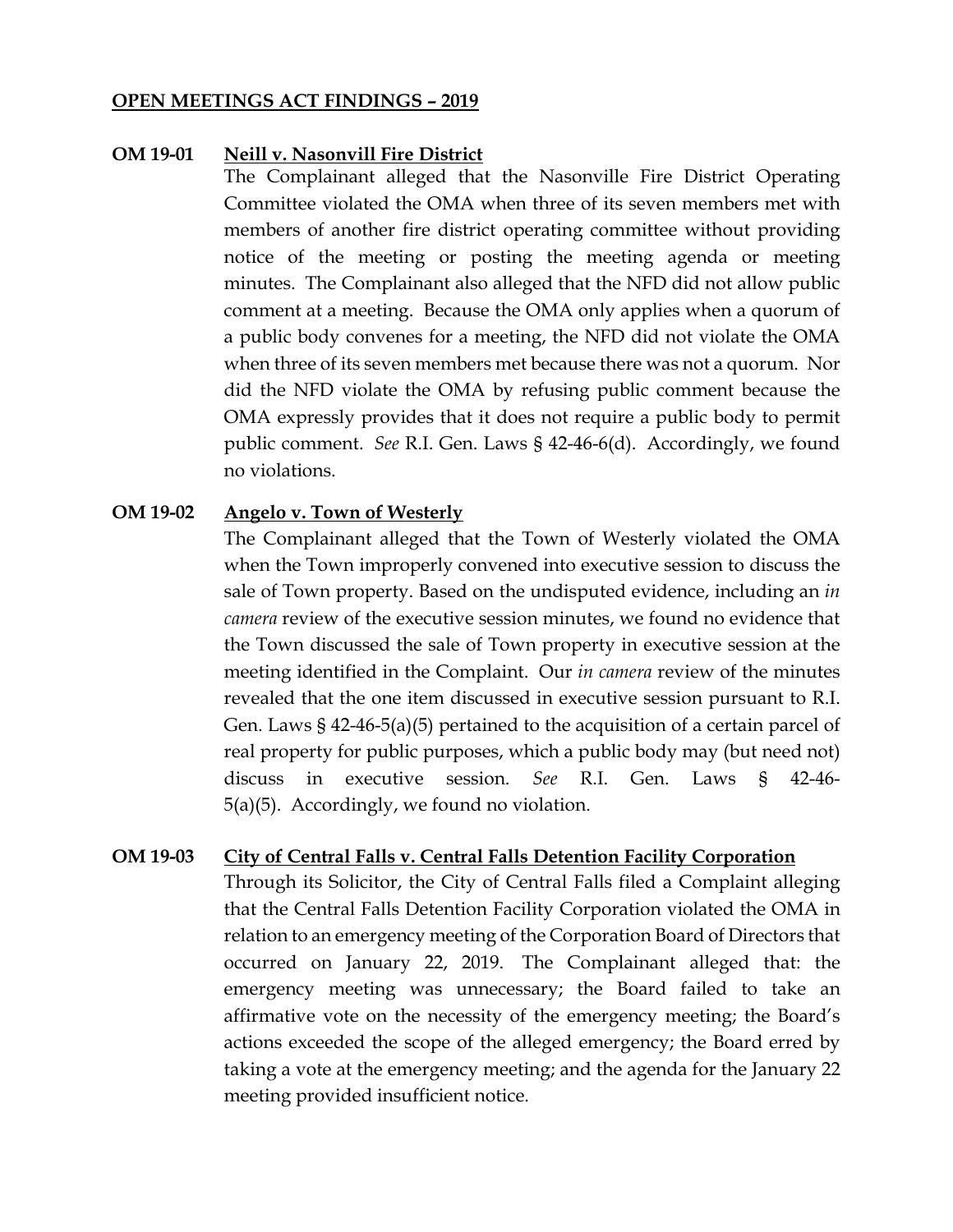**OPEN MEETINGS ACT FINDINGS – 2019**

**OM 19-01 <u>Neill v. Nasonvill Fire District</u>**

The Complainant alleged that the Nasonville Fire District Operating Committee violated the OMA when three of its seven members met with members of another fire district operating committee without providing notice of the meeting or posting the meeting agenda or meeting minutes. The Complainant also alleged that the NFD did not allow public comment at a meeting. Because the OMA only applies when a quorum of a public body convenes for a meeting, the NFD did not violate the OMA when three of its seven members met because there was not a quorum. Nor did the NFD violate the OMA by refusing public comment because the OMA expressly provides that it does not require a public body to permit public comment. *See* R.I. Gen. Laws § 42-46-6(d). Accordingly, we found no violations.

**OM 19-02 <u>Angelo v. Town of Westerly</u>**

The Complainant alleged that the Town of Westerly violated the OMA when the Town improperly convened into executive session to discuss the sale of Town property. Based on the undisputed evidence, including an *in camera* review of the executive session minutes, we found no evidence that the Town discussed the sale of Town property in executive session at the meeting identified in the Complaint. Our *in camera* review of the minutes revealed that the one item discussed in executive session pursuant to R.I. Gen. Laws § 42-46-5(a)(5) pertained to the acquisition of a certain parcel of real property for public purposes, which a public body may (but need not) discuss in executive session. *See* R.I. Gen. Laws § 42-46-5(a)(5). Accordingly, we found no violation.

**OM 19-03 <u>City of Central Falls v. Central Falls Detention Facility Corporation</u>**

Through its Solicitor, the City of Central Falls filed a Complaint alleging that the Central Falls Detention Facility Corporation violated the OMA in relation to an emergency meeting of the Corporation Board of Directors that occurred on January 22, 2019. The Complainant alleged that: the emergency meeting was unnecessary; the Board failed to take an affirmative vote on the necessity of the emergency meeting; the Board's actions exceeded the scope of the alleged emergency; the Board erred by taking a vote at the emergency meeting; and the agenda for the January 22 meeting provided insufficient notice.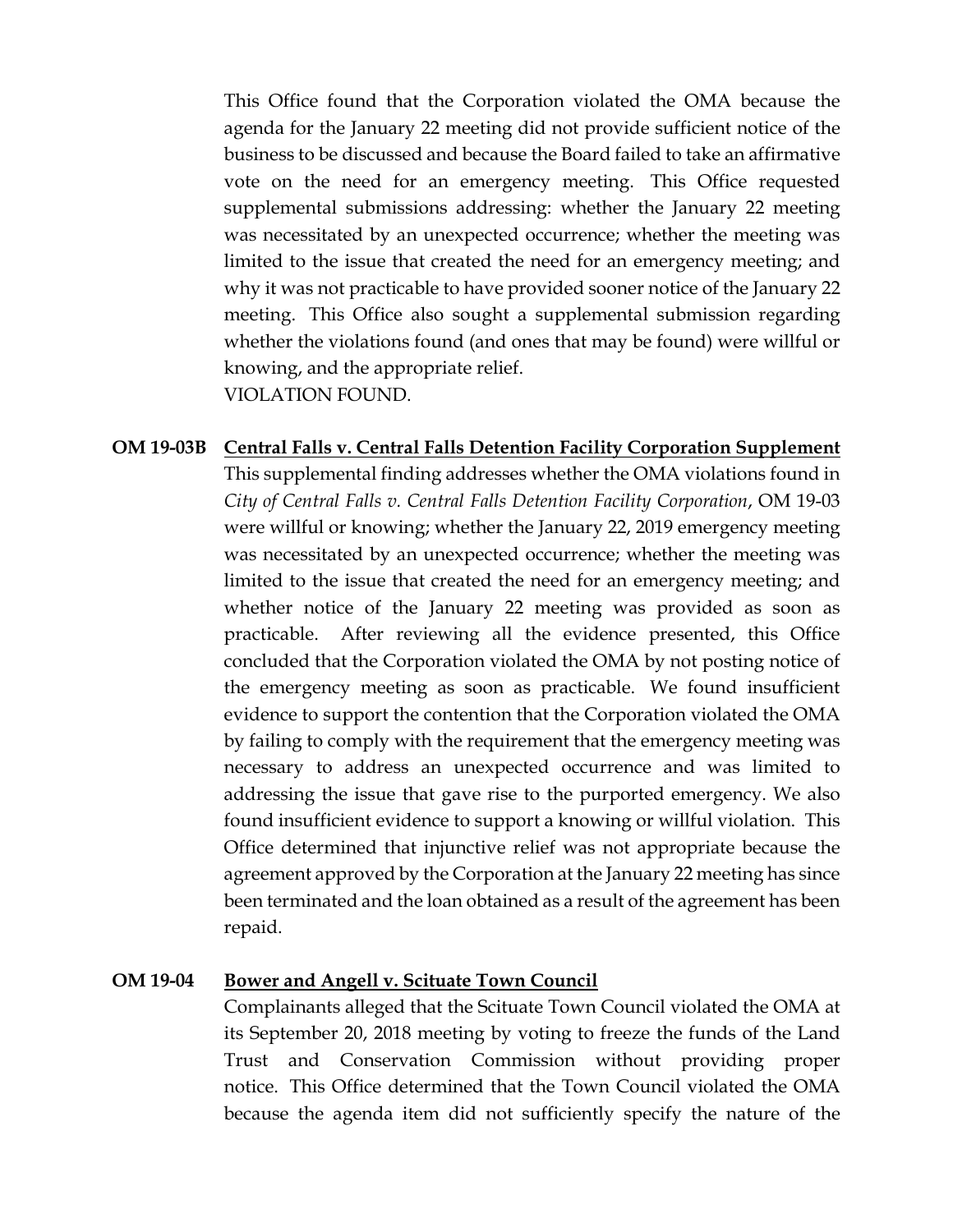This Office found that the Corporation violated the OMA because the agenda for the January 22 meeting did not provide sufficient notice of the business to be discussed and because the Board failed to take an affirmative vote on the need for an emergency meeting. This Office requested supplemental submissions addressing: whether the January 22 meeting was necessitated by an unexpected occurrence; whether the meeting was limited to the issue that created the need for an emergency meeting; and why it was not practicable to have provided sooner notice of the January 22 meeting. This Office also sought a supplemental submission regarding whether the violations found (and ones that may be found) were willful or knowing, and the appropriate relief.
VIOLATION FOUND.

**OM 19-03B** **Central Falls v. Central Falls Detention Facility Corporation Supplement**

This supplemental finding addresses whether the OMA violations found in *City of Central Falls v. Central Falls Detention Facility Corporation*, OM 19-03 were willful or knowing; whether the January 22, 2019 emergency meeting was necessitated by an unexpected occurrence; whether the meeting was limited to the issue that created the need for an emergency meeting; and whether notice of the January 22 meeting was provided as soon as practicable. After reviewing all the evidence presented, this Office concluded that the Corporation violated the OMA by not posting notice of the emergency meeting as soon as practicable. We found insufficient evidence to support the contention that the Corporation violated the OMA by failing to comply with the requirement that the emergency meeting was necessary to address an unexpected occurrence and was limited to addressing the issue that gave rise to the purported emergency. We also found insufficient evidence to support a knowing or willful violation. This Office determined that injunctive relief was not appropriate because the agreement approved by the Corporation at the January 22 meeting has since been terminated and the loan obtained as a result of the agreement has been repaid.

**OM 19-04** **Bower and Angell v. Scituate Town Council**

Complainants alleged that the Scituate Town Council violated the OMA at its September 20, 2018 meeting by voting to freeze the funds of the Land Trust and Conservation Commission without providing proper notice. This Office determined that the Town Council violated the OMA because the agenda item did not sufficiently specify the nature of the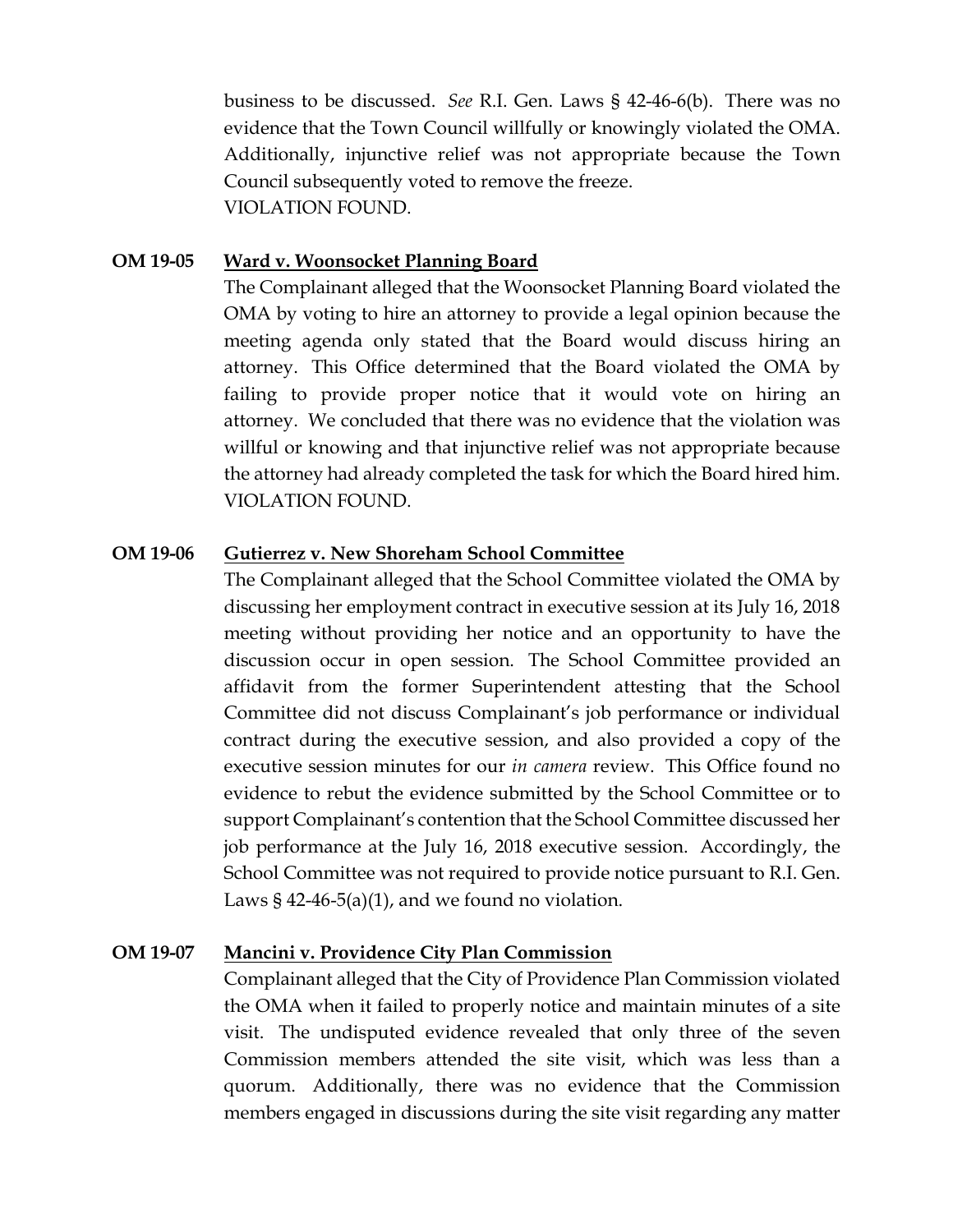business to be discussed. *See* R.I. Gen. Laws § 42-46-6(b). There was no evidence that the Town Council willfully or knowingly violated the OMA. Additionally, injunctive relief was not appropriate because the Town Council subsequently voted to remove the freeze.
VIOLATION FOUND.

**OM 19-05 <u>Ward v. Woonsocket Planning Board</u>**

The Complainant alleged that the Woonsocket Planning Board violated the OMA by voting to hire an attorney to provide a legal opinion because the meeting agenda only stated that the Board would discuss hiring an attorney. This Office determined that the Board violated the OMA by failing to provide proper notice that it would vote on hiring an attorney. We concluded that there was no evidence that the violation was willful or knowing and that injunctive relief was not appropriate because the attorney had already completed the task for which the Board hired him.
VIOLATION FOUND.

**OM 19-06 <u>Gutierrez v. New Shoreham School Committee</u>**

The Complainant alleged that the School Committee violated the OMA by discussing her employment contract in executive session at its July 16, 2018 meeting without providing her notice and an opportunity to have the discussion occur in open session. The School Committee provided an affidavit from the former Superintendent attesting that the School Committee did not discuss Complainant's job performance or individual contract during the executive session, and also provided a copy of the executive session minutes for our *in camera* review. This Office found no evidence to rebut the evidence submitted by the School Committee or to support Complainant's contention that the School Committee discussed her job performance at the July 16, 2018 executive session. Accordingly, the School Committee was not required to provide notice pursuant to R.I. Gen. Laws § 42-46-5(a)(1), and we found no violation.

**OM 19-07 <u>Mancini v. Providence City Plan Commission</u>**

Complainant alleged that the City of Providence Plan Commission violated the OMA when it failed to properly notice and maintain minutes of a site visit. The undisputed evidence revealed that only three of the seven Commission members attended the site visit, which was less than a quorum. Additionally, there was no evidence that the Commission members engaged in discussions during the site visit regarding any matter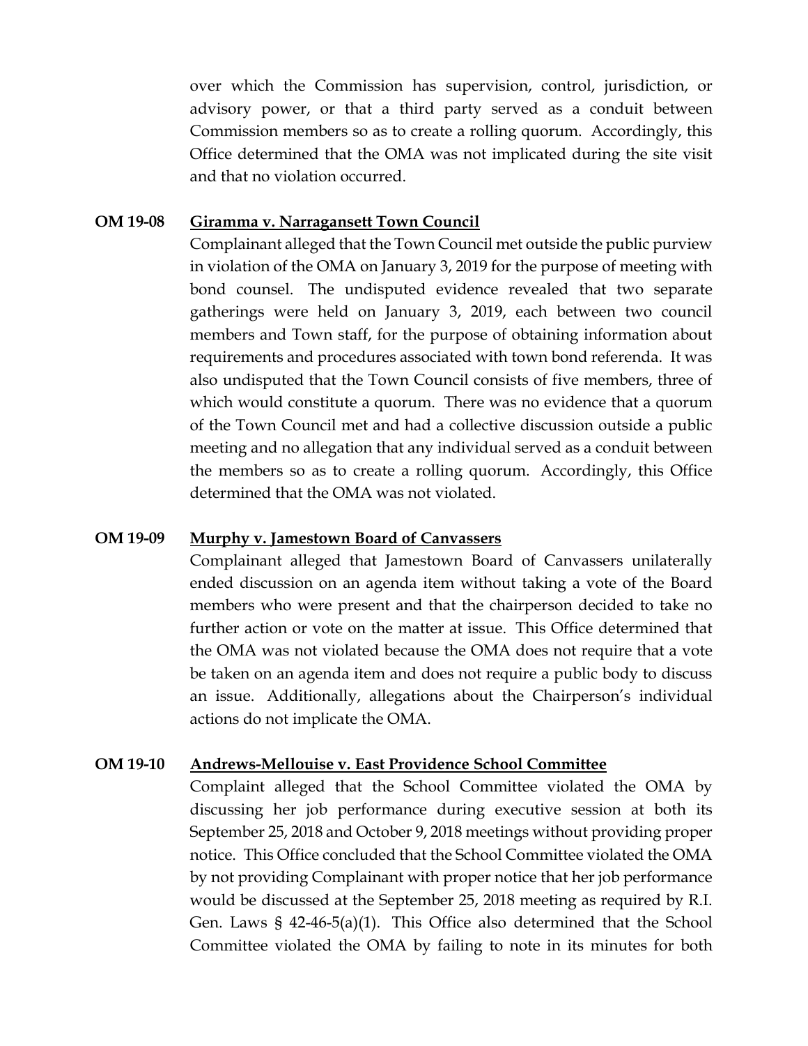over which the Commission has supervision, control, jurisdiction, or advisory power, or that a third party served as a conduit between Commission members so as to create a rolling quorum. Accordingly, this Office determined that the OMA was not implicated during the site visit and that no violation occurred.

**OM 19-08** **Giramma v. Narragansett Town Council**

Complainant alleged that the Town Council met outside the public purview in violation of the OMA on January 3, 2019 for the purpose of meeting with bond counsel. The undisputed evidence revealed that two separate gatherings were held on January 3, 2019, each between two council members and Town staff, for the purpose of obtaining information about requirements and procedures associated with town bond referenda. It was also undisputed that the Town Council consists of five members, three of which would constitute a quorum. There was no evidence that a quorum of the Town Council met and had a collective discussion outside a public meeting and no allegation that any individual served as a conduit between the members so as to create a rolling quorum. Accordingly, this Office determined that the OMA was not violated.

**OM 19-09** **Murphy v. Jamestown Board of Canvassers**

Complainant alleged that Jamestown Board of Canvassers unilaterally ended discussion on an agenda item without taking a vote of the Board members who were present and that the chairperson decided to take no further action or vote on the matter at issue. This Office determined that the OMA was not violated because the OMA does not require that a vote be taken on an agenda item and does not require a public body to discuss an issue. Additionally, allegations about the Chairperson's individual actions do not implicate the OMA.

**OM 19-10** **Andrews-Mellouise v. East Providence School Committee**

Complaint alleged that the School Committee violated the OMA by discussing her job performance during executive session at both its September 25, 2018 and October 9, 2018 meetings without providing proper notice. This Office concluded that the School Committee violated the OMA by not providing Complainant with proper notice that her job performance would be discussed at the September 25, 2018 meeting as required by R.I. Gen. Laws § 42-46-5(a)(1). This Office also determined that the School Committee violated the OMA by failing to note in its minutes for both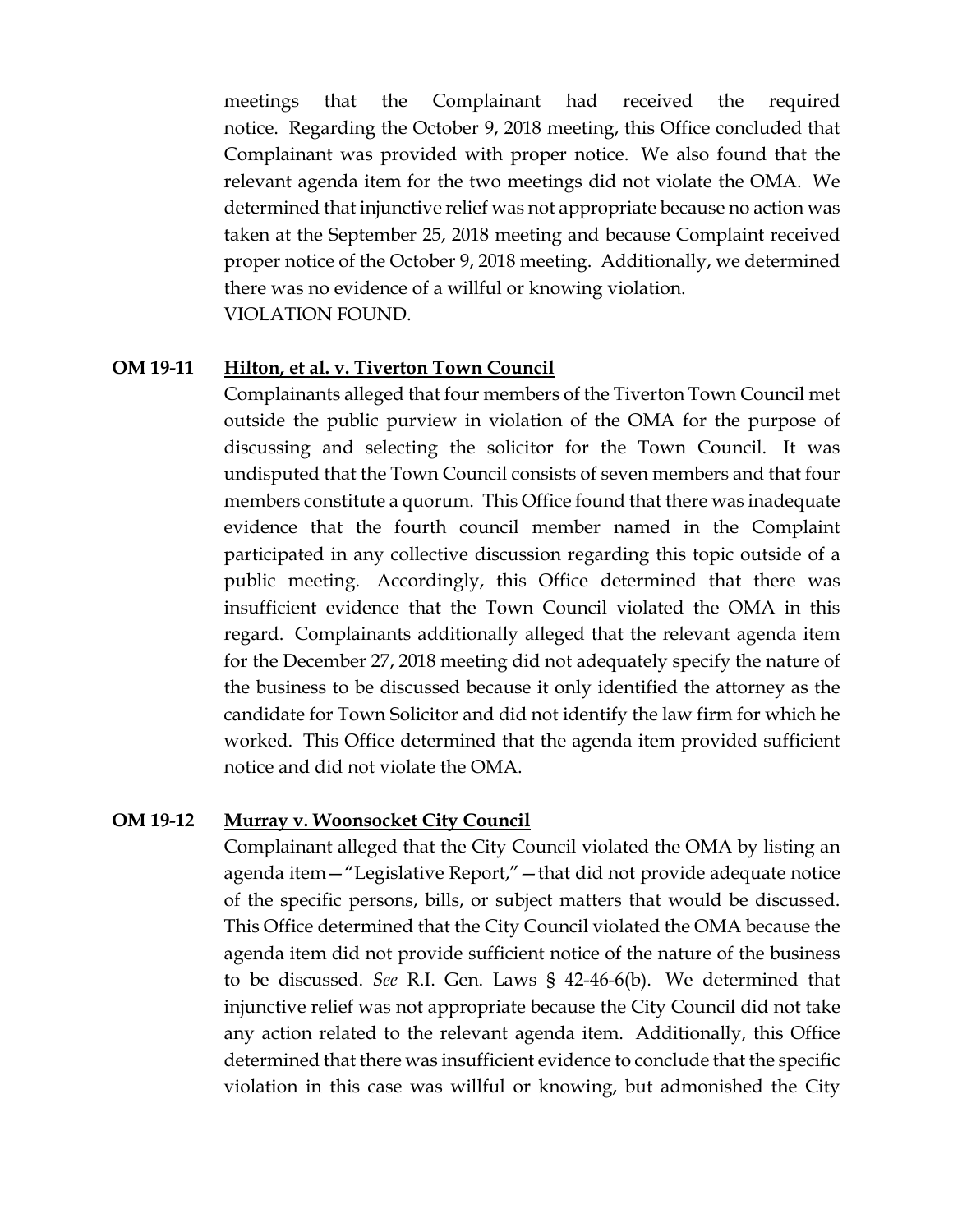meetings that the Complainant had received the required notice. Regarding the October 9, 2018 meeting, this Office concluded that Complainant was provided with proper notice. We also found that the relevant agenda item for the two meetings did not violate the OMA. We determined that injunctive relief was not appropriate because no action was taken at the September 25, 2018 meeting and because Complaint received proper notice of the October 9, 2018 meeting. Additionally, we determined there was no evidence of a willful or knowing violation.
VIOLATION FOUND.

**OM 19-11** **Hilton, et al. v. Tiverton Town Council**

Complainants alleged that four members of the Tiverton Town Council met outside the public purview in violation of the OMA for the purpose of discussing and selecting the solicitor for the Town Council. It was undisputed that the Town Council consists of seven members and that four members constitute a quorum. This Office found that there was inadequate evidence that the fourth council member named in the Complaint participated in any collective discussion regarding this topic outside of a public meeting. Accordingly, this Office determined that there was insufficient evidence that the Town Council violated the OMA in this regard. Complainants additionally alleged that the relevant agenda item for the December 27, 2018 meeting did not adequately specify the nature of the business to be discussed because it only identified the attorney as the candidate for Town Solicitor and did not identify the law firm for which he worked. This Office determined that the agenda item provided sufficient notice and did not violate the OMA.

**OM 19-12** **Murray v. Woonsocket City Council**

Complainant alleged that the City Council violated the OMA by listing an agenda item—"Legislative Report,"—that did not provide adequate notice of the specific persons, bills, or subject matters that would be discussed. This Office determined that the City Council violated the OMA because the agenda item did not provide sufficient notice of the nature of the business to be discussed. *See* R.I. Gen. Laws § 42-46-6(b). We determined that injunctive relief was not appropriate because the City Council did not take any action related to the relevant agenda item. Additionally, this Office determined that there was insufficient evidence to conclude that the specific violation in this case was willful or knowing, but admonished the City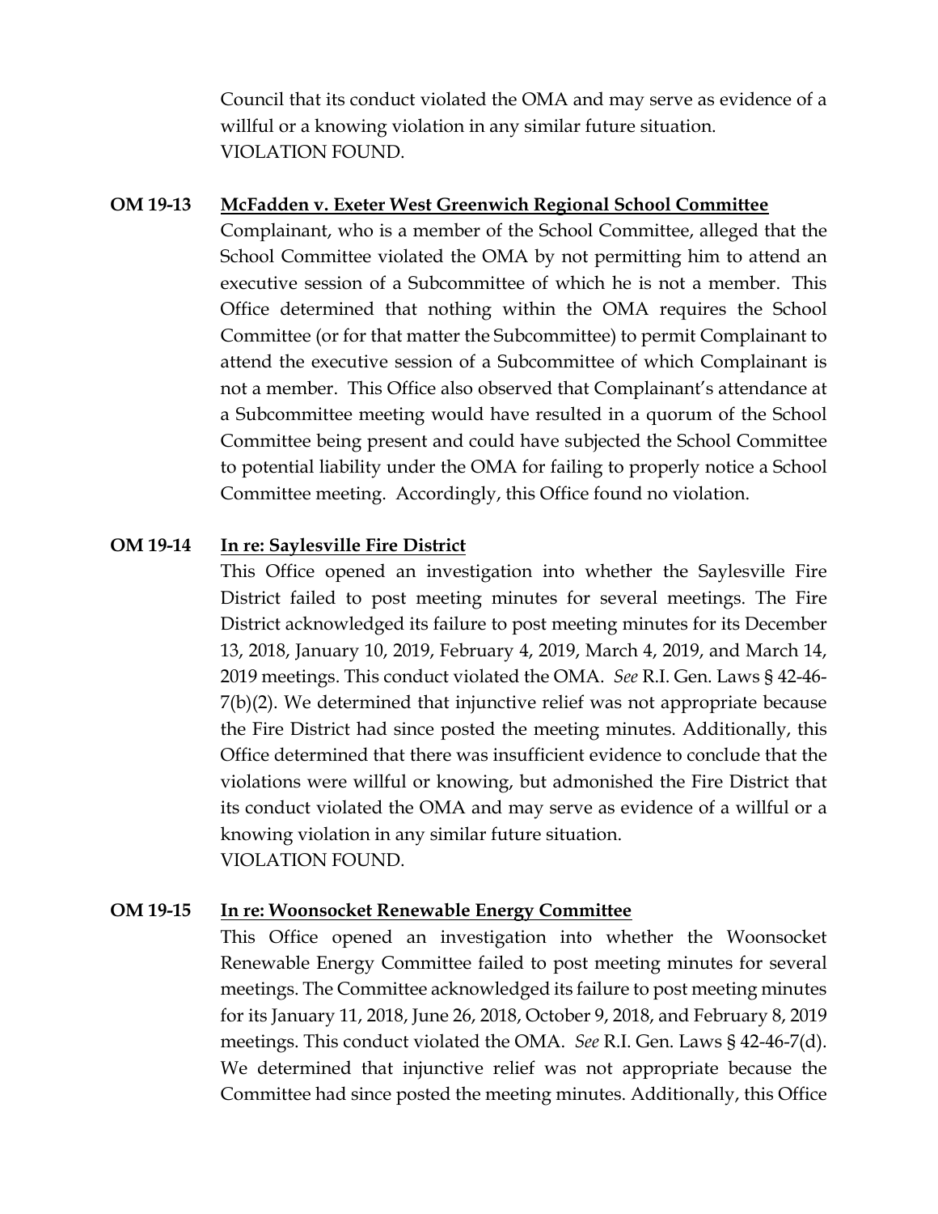Council that its conduct violated the OMA and may serve as evidence of a willful or a knowing violation in any similar future situation.
VIOLATION FOUND.

**OM 19-13** **McFadden v. Exeter West Greenwich Regional School Committee**

Complainant, who is a member of the School Committee, alleged that the School Committee violated the OMA by not permitting him to attend an executive session of a Subcommittee of which he is not a member. This Office determined that nothing within the OMA requires the School Committee (or for that matter the Subcommittee) to permit Complainant to attend the executive session of a Subcommittee of which Complainant is not a member. This Office also observed that Complainant's attendance at a Subcommittee meeting would have resulted in a quorum of the School Committee being present and could have subjected the School Committee to potential liability under the OMA for failing to properly notice a School Committee meeting. Accordingly, this Office found no violation.

**OM 19-14** **In re: Saylesville Fire District**

This Office opened an investigation into whether the Saylesville Fire District failed to post meeting minutes for several meetings. The Fire District acknowledged its failure to post meeting minutes for its December 13, 2018, January 10, 2019, February 4, 2019, March 4, 2019, and March 14, 2019 meetings. This conduct violated the OMA. *See* R.I. Gen. Laws § 42-46-7(b)(2). We determined that injunctive relief was not appropriate because the Fire District had since posted the meeting minutes. Additionally, this Office determined that there was insufficient evidence to conclude that the violations were willful or knowing, but admonished the Fire District that its conduct violated the OMA and may serve as evidence of a willful or a knowing violation in any similar future situation.
VIOLATION FOUND.

**OM 19-15** **In re: Woonsocket Renewable Energy Committee**

This Office opened an investigation into whether the Woonsocket Renewable Energy Committee failed to post meeting minutes for several meetings. The Committee acknowledged its failure to post meeting minutes for its January 11, 2018, June 26, 2018, October 9, 2018, and February 8, 2019 meetings. This conduct violated the OMA. *See* R.I. Gen. Laws § 42-46-7(d). We determined that injunctive relief was not appropriate because the Committee had since posted the meeting minutes. Additionally, this Office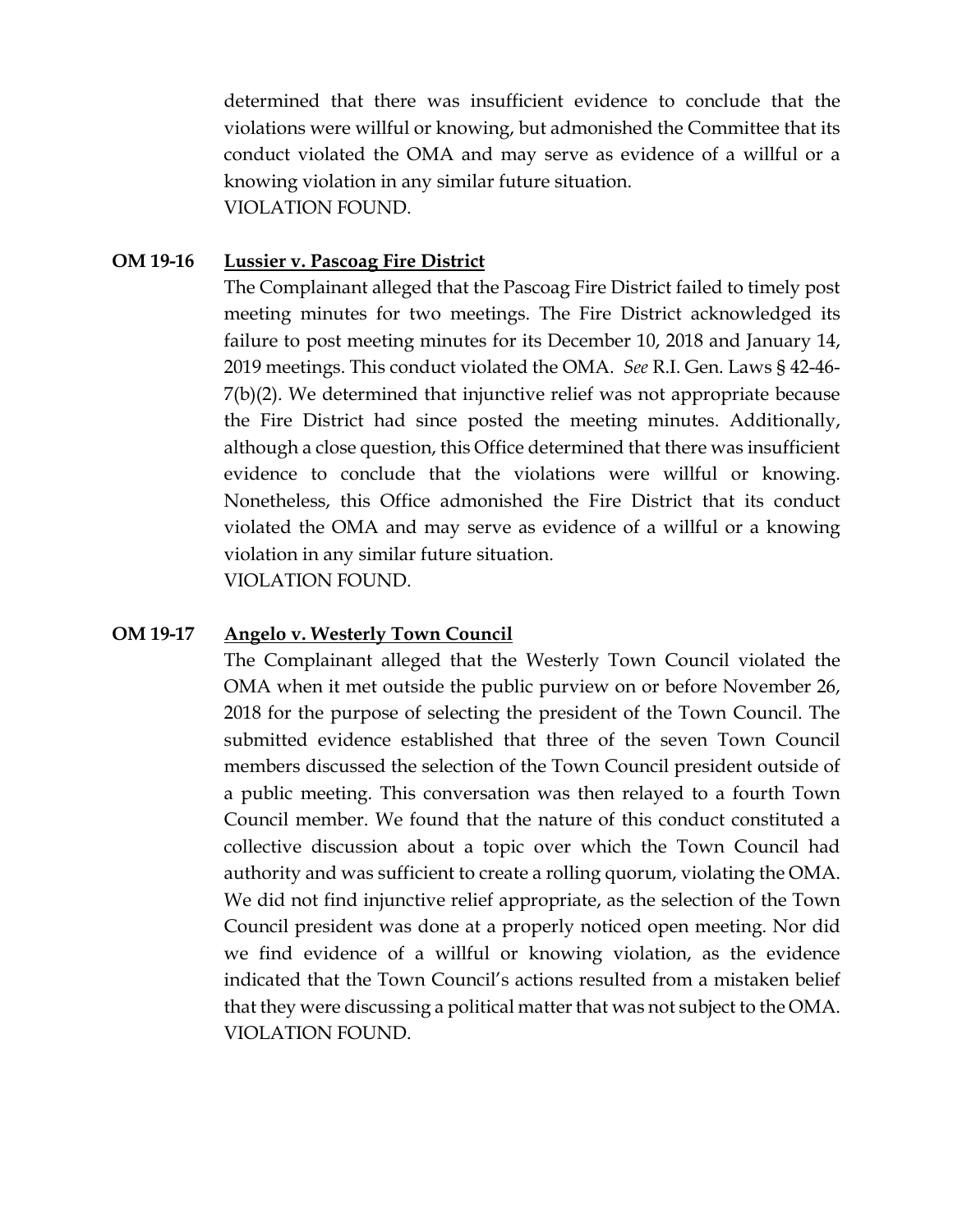determined that there was insufficient evidence to conclude that the violations were willful or knowing, but admonished the Committee that its conduct violated the OMA and may serve as evidence of a willful or a knowing violation in any similar future situation.
VIOLATION FOUND.

**OM 19-16** **Lussier v. Pascoag Fire District**

The Complainant alleged that the Pascoag Fire District failed to timely post meeting minutes for two meetings. The Fire District acknowledged its failure to post meeting minutes for its December 10, 2018 and January 14, 2019 meetings. This conduct violated the OMA. *See* R.I. Gen. Laws § 42-46-7(b)(2). We determined that injunctive relief was not appropriate because the Fire District had since posted the meeting minutes. Additionally, although a close question, this Office determined that there was insufficient evidence to conclude that the violations were willful or knowing. Nonetheless, this Office admonished the Fire District that its conduct violated the OMA and may serve as evidence of a willful or a knowing violation in any similar future situation.
VIOLATION FOUND.

**OM 19-17** **Angelo v. Westerly Town Council**

The Complainant alleged that the Westerly Town Council violated the OMA when it met outside the public purview on or before November 26, 2018 for the purpose of selecting the president of the Town Council. The submitted evidence established that three of the seven Town Council members discussed the selection of the Town Council president outside of a public meeting. This conversation was then relayed to a fourth Town Council member. We found that the nature of this conduct constituted a collective discussion about a topic over which the Town Council had authority and was sufficient to create a rolling quorum, violating the OMA. We did not find injunctive relief appropriate, as the selection of the Town Council president was done at a properly noticed open meeting. Nor did we find evidence of a willful or knowing violation, as the evidence indicated that the Town Council's actions resulted from a mistaken belief that they were discussing a political matter that was not subject to the OMA.
VIOLATION FOUND.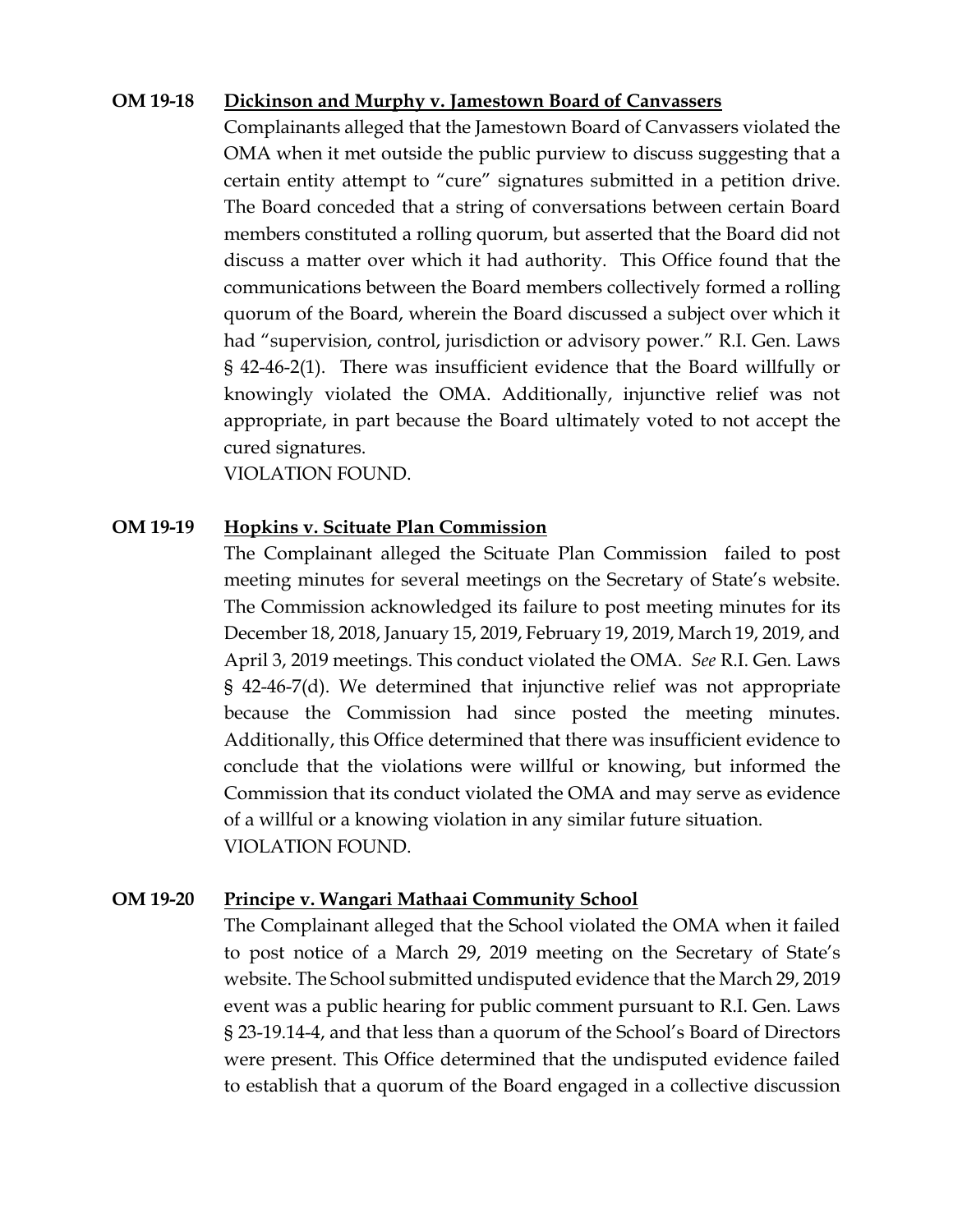**OM 19-18 <u>Dickinson and Murphy v. Jamestown Board of Canvassers</u>**

Complainants alleged that the Jamestown Board of Canvassers violated the OMA when it met outside the public purview to discuss suggesting that a certain entity attempt to "cure" signatures submitted in a petition drive. The Board conceded that a string of conversations between certain Board members constituted a rolling quorum, but asserted that the Board did not discuss a matter over which it had authority. This Office found that the communications between the Board members collectively formed a rolling quorum of the Board, wherein the Board discussed a subject over which it had "supervision, control, jurisdiction or advisory power." R.I. Gen. Laws § 42-46-2(1). There was insufficient evidence that the Board willfully or knowingly violated the OMA. Additionally, injunctive relief was not appropriate, in part because the Board ultimately voted to not accept the cured signatures.
VIOLATION FOUND.

**OM 19-19 <u>Hopkins v. Scituate Plan Commission</u>**

The Complainant alleged the Scituate Plan Commission failed to post meeting minutes for several meetings on the Secretary of State's website. The Commission acknowledged its failure to post meeting minutes for its December 18, 2018, January 15, 2019, February 19, 2019, March 19, 2019, and April 3, 2019 meetings. This conduct violated the OMA. *See* R.I. Gen. Laws § 42-46-7(d). We determined that injunctive relief was not appropriate because the Commission had since posted the meeting minutes. Additionally, this Office determined that there was insufficient evidence to conclude that the violations were willful or knowing, but informed the Commission that its conduct violated the OMA and may serve as evidence of a willful or a knowing violation in any similar future situation.
VIOLATION FOUND.

**OM 19-20 <u>Principe v. Wangari Mathaai Community School</u>**

The Complainant alleged that the School violated the OMA when it failed to post notice of a March 29, 2019 meeting on the Secretary of State's website. The School submitted undisputed evidence that the March 29, 2019 event was a public hearing for public comment pursuant to R.I. Gen. Laws § 23-19.14-4, and that less than a quorum of the School's Board of Directors were present. This Office determined that the undisputed evidence failed to establish that a quorum of the Board engaged in a collective discussion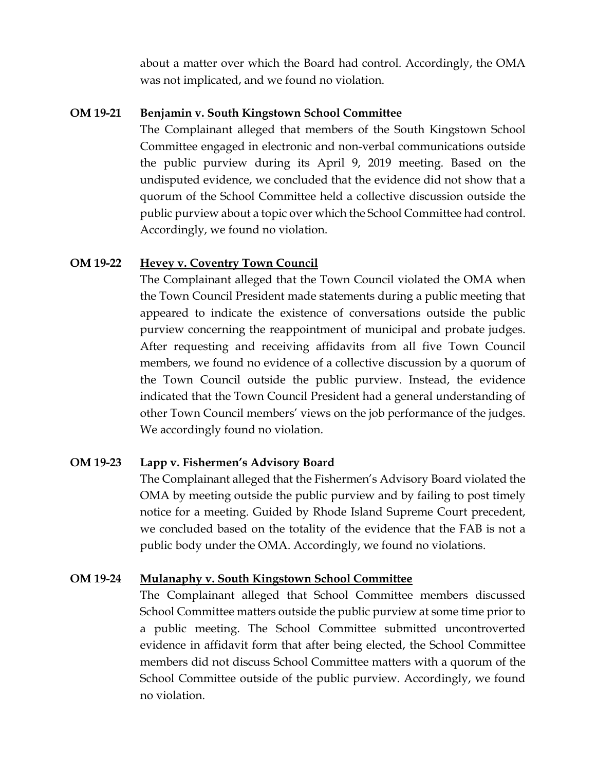about a matter over which the Board had control. Accordingly, the OMA was not implicated, and we found no violation.

**OM 19-21** **Benjamin v. South Kingstown School Committee**

The Complainant alleged that members of the South Kingstown School Committee engaged in electronic and non-verbal communications outside the public purview during its April 9, 2019 meeting. Based on the undisputed evidence, we concluded that the evidence did not show that a quorum of the School Committee held a collective discussion outside the public purview about a topic over which the School Committee had control. Accordingly, we found no violation.

**OM 19-22** **Hevey v. Coventry Town Council**

The Complainant alleged that the Town Council violated the OMA when the Town Council President made statements during a public meeting that appeared to indicate the existence of conversations outside the public purview concerning the reappointment of municipal and probate judges. After requesting and receiving affidavits from all five Town Council members, we found no evidence of a collective discussion by a quorum of the Town Council outside the public purview. Instead, the evidence indicated that the Town Council President had a general understanding of other Town Council members' views on the job performance of the judges. We accordingly found no violation.

**OM 19-23** **Lapp v. Fishermen's Advisory Board**

The Complainant alleged that the Fishermen's Advisory Board violated the OMA by meeting outside the public purview and by failing to post timely notice for a meeting. Guided by Rhode Island Supreme Court precedent, we concluded based on the totality of the evidence that the FAB is not a public body under the OMA. Accordingly, we found no violations.

**OM 19-24** **Mulanaphy v. South Kingstown School Committee**

The Complainant alleged that School Committee members discussed School Committee matters outside the public purview at some time prior to a public meeting. The School Committee submitted uncontroverted evidence in affidavit form that after being elected, the School Committee members did not discuss School Committee matters with a quorum of the School Committee outside of the public purview. Accordingly, we found no violation.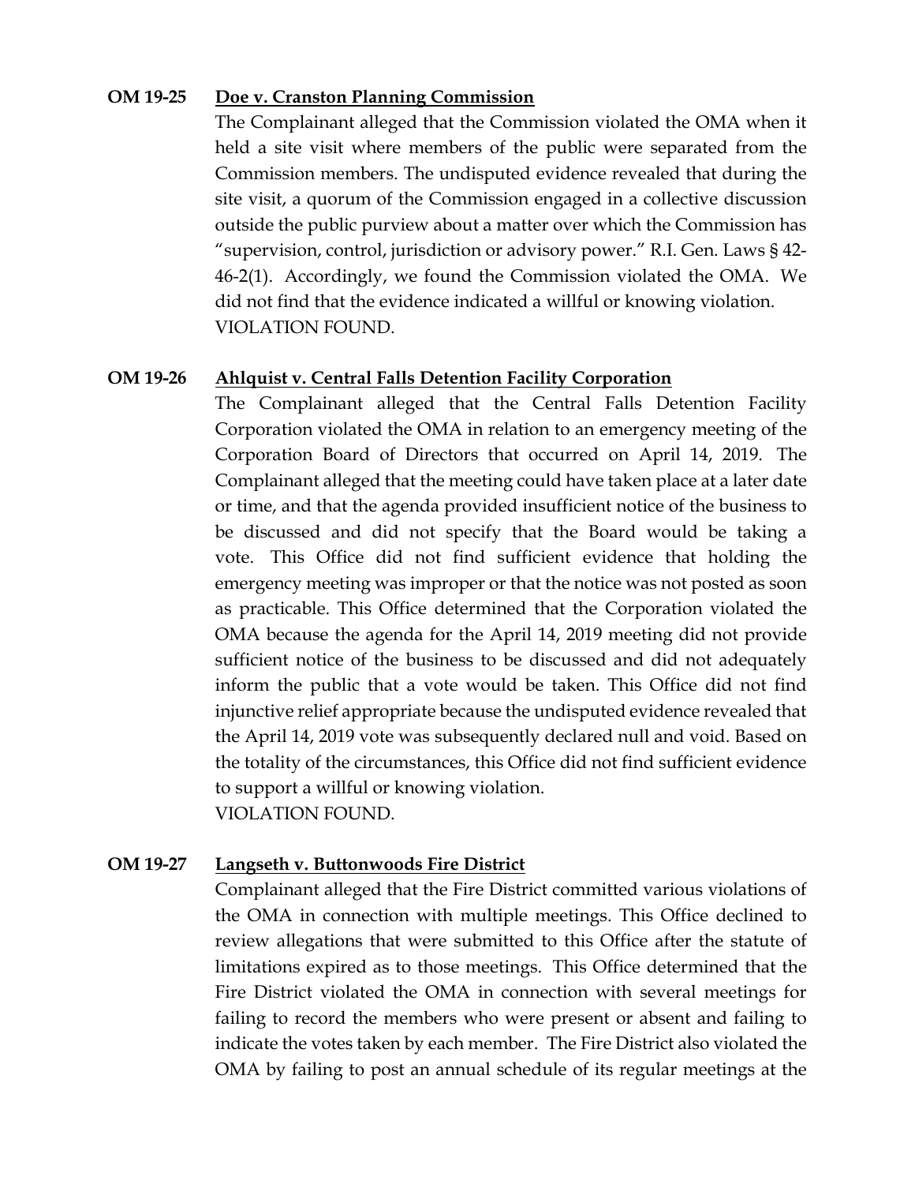**OM 19-25** **Doe v. Cranston Planning Commission**

The Complainant alleged that the Commission violated the OMA when it held a site visit where members of the public were separated from the Commission members. The undisputed evidence revealed that during the site visit, a quorum of the Commission engaged in a collective discussion outside the public purview about a matter over which the Commission has "supervision, control, jurisdiction or advisory power." R.I. Gen. Laws § 42-46-2(1). Accordingly, we found the Commission violated the OMA. We did not find that the evidence indicated a willful or knowing violation.
VIOLATION FOUND.

**OM 19-26** **Ahlquist v. Central Falls Detention Facility Corporation**

The Complainant alleged that the Central Falls Detention Facility Corporation violated the OMA in relation to an emergency meeting of the Corporation Board of Directors that occurred on April 14, 2019. The Complainant alleged that the meeting could have taken place at a later date or time, and that the agenda provided insufficient notice of the business to be discussed and did not specify that the Board would be taking a vote. This Office did not find sufficient evidence that holding the emergency meeting was improper or that the notice was not posted as soon as practicable. This Office determined that the Corporation violated the OMA because the agenda for the April 14, 2019 meeting did not provide sufficient notice of the business to be discussed and did not adequately inform the public that a vote would be taken. This Office did not find injunctive relief appropriate because the undisputed evidence revealed that the April 14, 2019 vote was subsequently declared null and void. Based on the totality of the circumstances, this Office did not find sufficient evidence to support a willful or knowing violation.
VIOLATION FOUND.

**OM 19-27** **Langseth v. Buttonwoods Fire District**

Complainant alleged that the Fire District committed various violations of the OMA in connection with multiple meetings. This Office declined to review allegations that were submitted to this Office after the statute of limitations expired as to those meetings. This Office determined that the Fire District violated the OMA in connection with several meetings for failing to record the members who were present or absent and failing to indicate the votes taken by each member. The Fire District also violated the OMA by failing to post an annual schedule of its regular meetings at the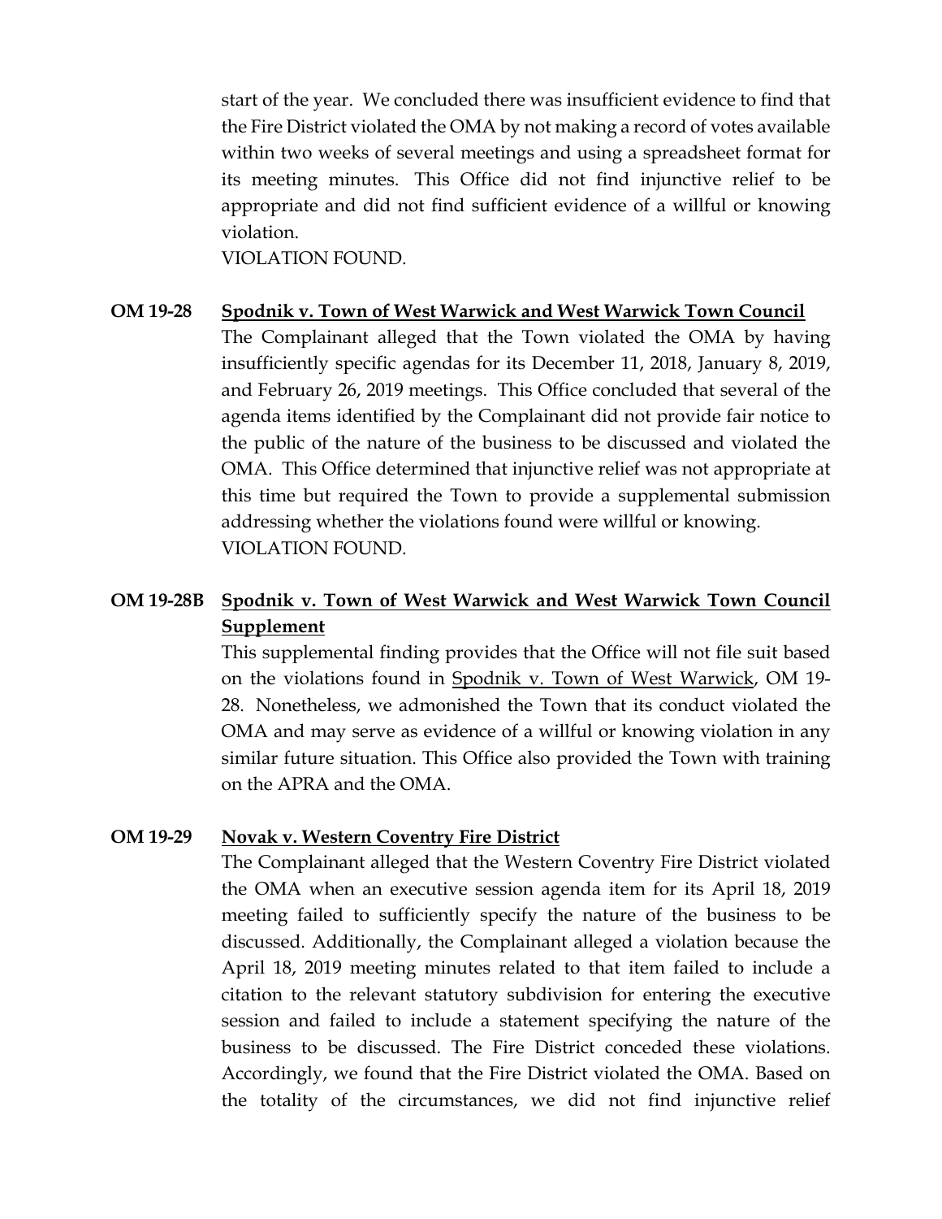start of the year. We concluded there was insufficient evidence to find that the Fire District violated the OMA by not making a record of votes available within two weeks of several meetings and using a spreadsheet format for its meeting minutes. This Office did not find injunctive relief to be appropriate and did not find sufficient evidence of a willful or knowing violation.
VIOLATION FOUND.

**OM 19-28** **<u>Spodnik v. Town of West Warwick and West Warwick Town Council</u>**

The Complainant alleged that the Town violated the OMA by having insufficiently specific agendas for its December 11, 2018, January 8, 2019, and February 26, 2019 meetings. This Office concluded that several of the agenda items identified by the Complainant did not provide fair notice to the public of the nature of the business to be discussed and violated the OMA. This Office determined that injunctive relief was not appropriate at this time but required the Town to provide a supplemental submission addressing whether the violations found were willful or knowing.
VIOLATION FOUND.

**OM 19-28B** **<u>Spodnik v. Town of West Warwick and West Warwick Town Council Supplement</u>**

This supplemental finding provides that the Office will not file suit based on the violations found in <u>Spodnik v. Town of West Warwick</u>, OM 19-28. Nonetheless, we admonished the Town that its conduct violated the OMA and may serve as evidence of a willful or knowing violation in any similar future situation. This Office also provided the Town with training on the APRA and the OMA.

**OM 19-29** **<u>Novak v. Western Coventry Fire District</u>**

The Complainant alleged that the Western Coventry Fire District violated the OMA when an executive session agenda item for its April 18, 2019 meeting failed to sufficiently specify the nature of the business to be discussed. Additionally, the Complainant alleged a violation because the April 18, 2019 meeting minutes related to that item failed to include a citation to the relevant statutory subdivision for entering the executive session and failed to include a statement specifying the nature of the business to be discussed. The Fire District conceded these violations. Accordingly, we found that the Fire District violated the OMA. Based on the totality of the circumstances, we did not find injunctive relief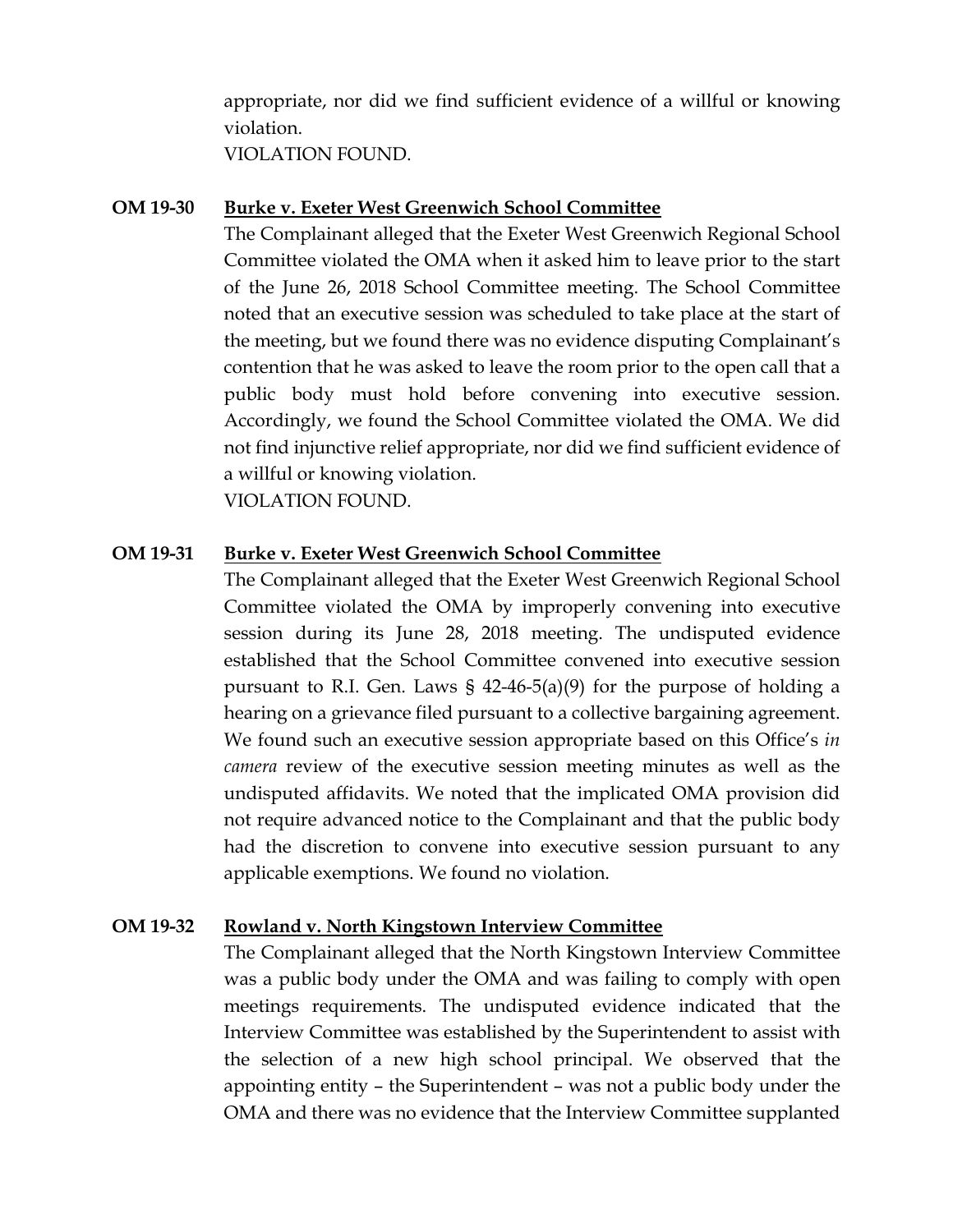appropriate, nor did we find sufficient evidence of a willful or knowing violation.
VIOLATION FOUND.

**OM 19-30** **Burke v. Exeter West Greenwich School Committee**

The Complainant alleged that the Exeter West Greenwich Regional School Committee violated the OMA when it asked him to leave prior to the start of the June 26, 2018 School Committee meeting. The School Committee noted that an executive session was scheduled to take place at the start of the meeting, but we found there was no evidence disputing Complainant's contention that he was asked to leave the room prior to the open call that a public body must hold before convening into executive session. Accordingly, we found the School Committee violated the OMA. We did not find injunctive relief appropriate, nor did we find sufficient evidence of a willful or knowing violation.
VIOLATION FOUND.

**OM 19-31** **Burke v. Exeter West Greenwich School Committee**

The Complainant alleged that the Exeter West Greenwich Regional School Committee violated the OMA by improperly convening into executive session during its June 28, 2018 meeting. The undisputed evidence established that the School Committee convened into executive session pursuant to R.I. Gen. Laws § 42-46-5(a)(9) for the purpose of holding a hearing on a grievance filed pursuant to a collective bargaining agreement. We found such an executive session appropriate based on this Office's *in camera* review of the executive session meeting minutes as well as the undisputed affidavits. We noted that the implicated OMA provision did not require advanced notice to the Complainant and that the public body had the discretion to convene into executive session pursuant to any applicable exemptions. We found no violation.

**OM 19-32** **Rowland v. North Kingstown Interview Committee**

The Complainant alleged that the North Kingstown Interview Committee was a public body under the OMA and was failing to comply with open meetings requirements. The undisputed evidence indicated that the Interview Committee was established by the Superintendent to assist with the selection of a new high school principal. We observed that the appointing entity – the Superintendent – was not a public body under the OMA and there was no evidence that the Interview Committee supplanted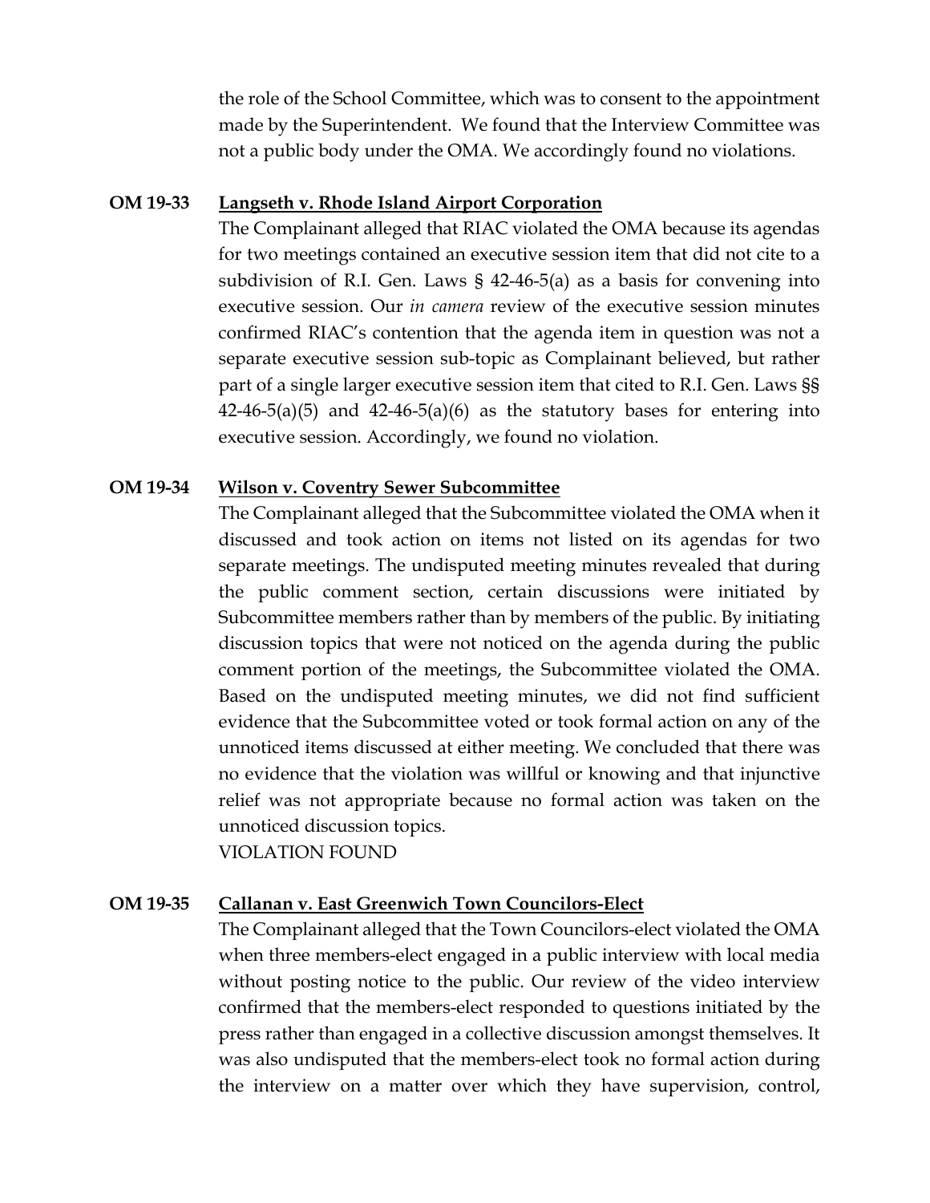the role of the School Committee, which was to consent to the appointment made by the Superintendent. We found that the Interview Committee was not a public body under the OMA. We accordingly found no violations.

**OM 19-33** **<u>Langseth v. Rhode Island Airport Corporation</u>**

The Complainant alleged that RIAC violated the OMA because its agendas for two meetings contained an executive session item that did not cite to a subdivision of R.I. Gen. Laws § 42-46-5(a) as a basis for convening into executive session. Our *in camera* review of the executive session minutes confirmed RIAC's contention that the agenda item in question was not a separate executive session sub-topic as Complainant believed, but rather part of a single larger executive session item that cited to R.I. Gen. Laws §§ 42-46-5(a)(5) and 42-46-5(a)(6) as the statutory bases for entering into executive session. Accordingly, we found no violation.

**OM 19-34** **<u>Wilson v. Coventry Sewer Subcommittee</u>**

The Complainant alleged that the Subcommittee violated the OMA when it discussed and took action on items not listed on its agendas for two separate meetings. The undisputed meeting minutes revealed that during the public comment section, certain discussions were initiated by Subcommittee members rather than by members of the public. By initiating discussion topics that were not noticed on the agenda during the public comment portion of the meetings, the Subcommittee violated the OMA. Based on the undisputed meeting minutes, we did not find sufficient evidence that the Subcommittee voted or took formal action on any of the unnoticed items discussed at either meeting. We concluded that there was no evidence that the violation was willful or knowing and that injunctive relief was not appropriate because no formal action was taken on the unnoticed discussion topics.

VIOLATION FOUND

**OM 19-35** **<u>Callanan v. East Greenwich Town Councilors-Elect</u>**

The Complainant alleged that the Town Councilors-elect violated the OMA when three members-elect engaged in a public interview with local media without posting notice to the public. Our review of the video interview confirmed that the members-elect responded to questions initiated by the press rather than engaged in a collective discussion amongst themselves. It was also undisputed that the members-elect took no formal action during the interview on a matter over which they have supervision, control,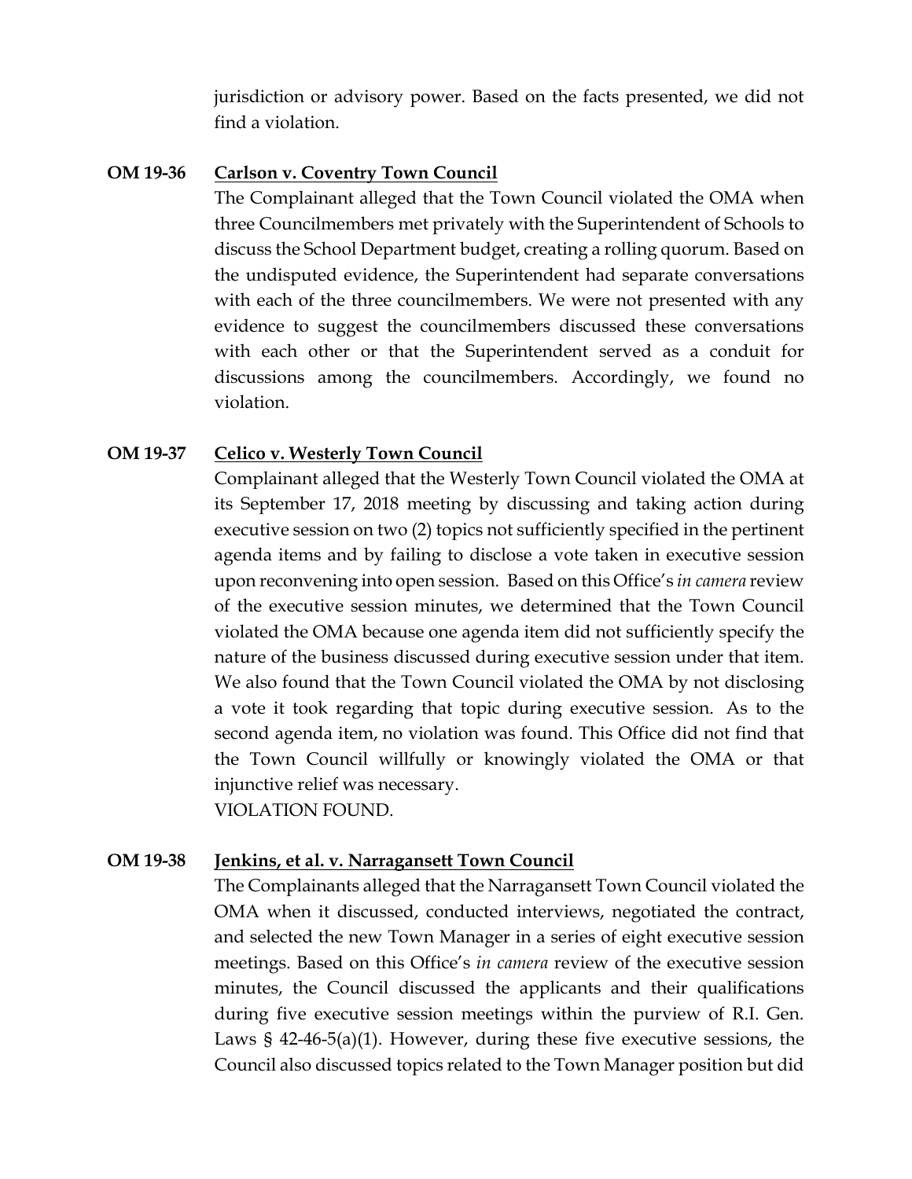jurisdiction or advisory power. Based on the facts presented, we did not find a violation.

**OM 19-36** **Carlson v. Coventry Town Council**

The Complainant alleged that the Town Council violated the OMA when three Councilmembers met privately with the Superintendent of Schools to discuss the School Department budget, creating a rolling quorum. Based on the undisputed evidence, the Superintendent had separate conversations with each of the three councilmembers. We were not presented with any evidence to suggest the councilmembers discussed these conversations with each other or that the Superintendent served as a conduit for discussions among the councilmembers. Accordingly, we found no violation.

**OM 19-37** **Celico v. Westerly Town Council**

Complainant alleged that the Westerly Town Council violated the OMA at its September 17, 2018 meeting by discussing and taking action during executive session on two (2) topics not sufficiently specified in the pertinent agenda items and by failing to disclose a vote taken in executive session upon reconvening into open session. Based on this Office's *in camera* review of the executive session minutes, we determined that the Town Council violated the OMA because one agenda item did not sufficiently specify the nature of the business discussed during executive session under that item. We also found that the Town Council violated the OMA by not disclosing a vote it took regarding that topic during executive session. As to the second agenda item, no violation was found. This Office did not find that the Town Council willfully or knowingly violated the OMA or that injunctive relief was necessary.

VIOLATION FOUND.

**OM 19-38** **Jenkins, et al. v. Narragansett Town Council**

The Complainants alleged that the Narragansett Town Council violated the OMA when it discussed, conducted interviews, negotiated the contract, and selected the new Town Manager in a series of eight executive session meetings. Based on this Office's *in camera* review of the executive session minutes, the Council discussed the applicants and their qualifications during five executive session meetings within the purview of R.I. Gen. Laws § 42-46-5(a)(1). However, during these five executive sessions, the Council also discussed topics related to the Town Manager position but did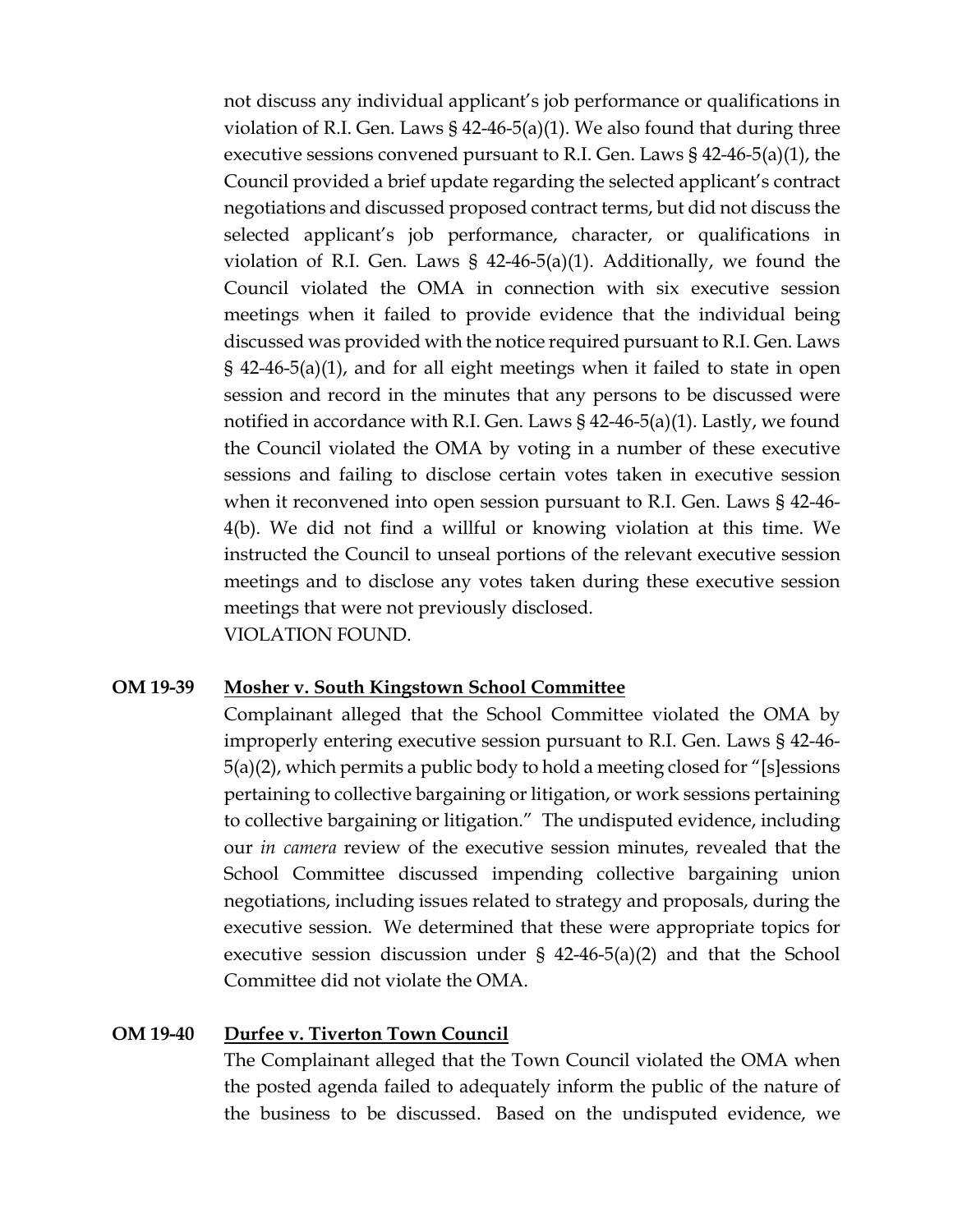not discuss any individual applicant's job performance or qualifications in violation of R.I. Gen. Laws § 42-46-5(a)(1). We also found that during three executive sessions convened pursuant to R.I. Gen. Laws § 42-46-5(a)(1), the Council provided a brief update regarding the selected applicant's contract negotiations and discussed proposed contract terms, but did not discuss the selected applicant's job performance, character, or qualifications in violation of R.I. Gen. Laws § 42-46-5(a)(1). Additionally, we found the Council violated the OMA in connection with six executive session meetings when it failed to provide evidence that the individual being discussed was provided with the notice required pursuant to R.I. Gen. Laws § 42-46-5(a)(1), and for all eight meetings when it failed to state in open session and record in the minutes that any persons to be discussed were notified in accordance with R.I. Gen. Laws § 42-46-5(a)(1). Lastly, we found the Council violated the OMA by voting in a number of these executive sessions and failing to disclose certain votes taken in executive session when it reconvened into open session pursuant to R.I. Gen. Laws § 42-46-4(b). We did not find a willful or knowing violation at this time. We instructed the Council to unseal portions of the relevant executive session meetings and to disclose any votes taken during these executive session meetings that were not previously disclosed.
VIOLATION FOUND.

**OM 19-39** **Mosher v. South Kingstown School Committee**

Complainant alleged that the School Committee violated the OMA by improperly entering executive session pursuant to R.I. Gen. Laws § 42-46-5(a)(2), which permits a public body to hold a meeting closed for "[s]essions pertaining to collective bargaining or litigation, or work sessions pertaining to collective bargaining or litigation." The undisputed evidence, including our *in camera* review of the executive session minutes, revealed that the School Committee discussed impending collective bargaining union negotiations, including issues related to strategy and proposals, during the executive session. We determined that these were appropriate topics for executive session discussion under § 42-46-5(a)(2) and that the School Committee did not violate the OMA.

**OM 19-40** **Durfee v. Tiverton Town Council**

The Complainant alleged that the Town Council violated the OMA when the posted agenda failed to adequately inform the public of the nature of the business to be discussed. Based on the undisputed evidence, we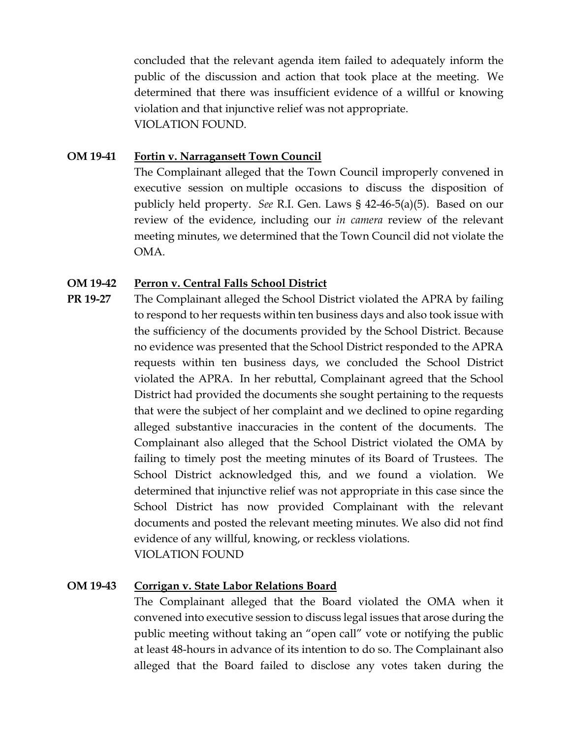concluded that the relevant agenda item failed to adequately inform the public of the discussion and action that took place at the meeting. We determined that there was insufficient evidence of a willful or knowing violation and that injunctive relief was not appropriate.
VIOLATION FOUND.

**OM 19-41** **<u>Fortin v. Narragansett Town Council</u>**

The Complainant alleged that the Town Council improperly convened in executive session on multiple occasions to discuss the disposition of publicly held property. *See* R.I. Gen. Laws § 42-46-5(a)(5). Based on our review of the evidence, including our *in camera* review of the relevant meeting minutes, we determined that the Town Council did not violate the OMA.

**OM 19-42** **<u>Perron v. Central Falls School District</u>**
**PR 19-27**

The Complainant alleged the School District violated the APRA by failing to respond to her requests within ten business days and also took issue with the sufficiency of the documents provided by the School District. Because no evidence was presented that the School District responded to the APRA requests within ten business days, we concluded the School District violated the APRA. In her rebuttal, Complainant agreed that the School District had provided the documents she sought pertaining to the requests that were the subject of her complaint and we declined to opine regarding alleged substantive inaccuracies in the content of the documents. The Complainant also alleged that the School District violated the OMA by failing to timely post the meeting minutes of its Board of Trustees. The School District acknowledged this, and we found a violation. We determined that injunctive relief was not appropriate in this case since the School District has now provided Complainant with the relevant documents and posted the relevant meeting minutes. We also did not find evidence of any willful, knowing, or reckless violations.
VIOLATION FOUND

**OM 19-43** **<u>Corrigan v. State Labor Relations Board</u>**

The Complainant alleged that the Board violated the OMA when it convened into executive session to discuss legal issues that arose during the public meeting without taking an "open call" vote or notifying the public at least 48-hours in advance of its intention to do so. The Complainant also alleged that the Board failed to disclose any votes taken during the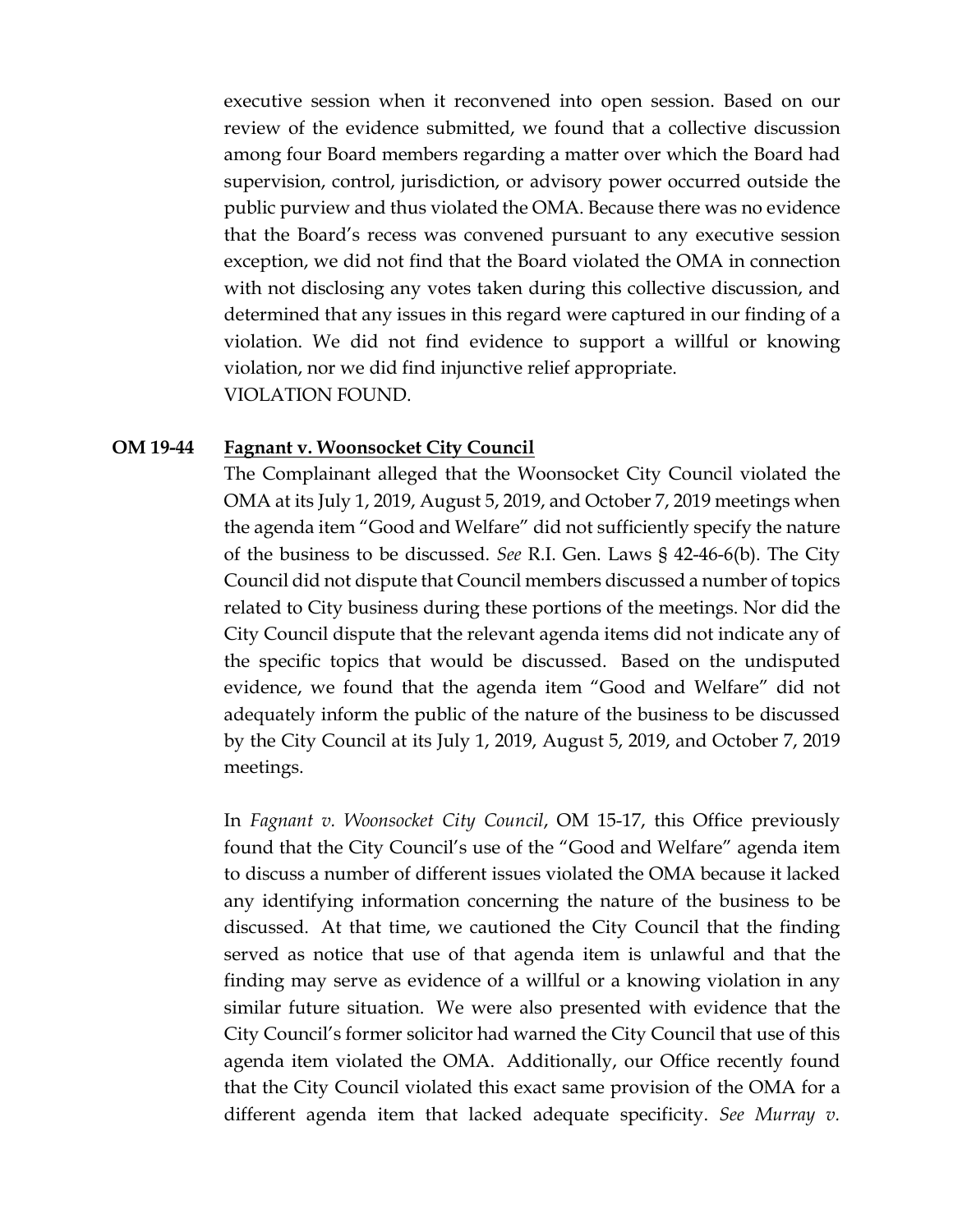executive session when it reconvened into open session. Based on our review of the evidence submitted, we found that a collective discussion among four Board members regarding a matter over which the Board had supervision, control, jurisdiction, or advisory power occurred outside the public purview and thus violated the OMA. Because there was no evidence that the Board's recess was convened pursuant to any executive session exception, we did not find that the Board violated the OMA in connection with not disclosing any votes taken during this collective discussion, and determined that any issues in this regard were captured in our finding of a violation. We did not find evidence to support a willful or knowing violation, nor we did find injunctive relief appropriate.
VIOLATION FOUND.

**OM 19-44** **Fagnant v. Woonsocket City Council**

The Complainant alleged that the Woonsocket City Council violated the OMA at its July 1, 2019, August 5, 2019, and October 7, 2019 meetings when the agenda item "Good and Welfare" did not sufficiently specify the nature of the business to be discussed. *See* R.I. Gen. Laws § 42-46-6(b). The City Council did not dispute that Council members discussed a number of topics related to City business during these portions of the meetings. Nor did the City Council dispute that the relevant agenda items did not indicate any of the specific topics that would be discussed. Based on the undisputed evidence, we found that the agenda item "Good and Welfare" did not adequately inform the public of the nature of the business to be discussed by the City Council at its July 1, 2019, August 5, 2019, and October 7, 2019 meetings.

In *Fagnant v. Woonsocket City Council*, OM 15-17, this Office previously found that the City Council's use of the "Good and Welfare" agenda item to discuss a number of different issues violated the OMA because it lacked any identifying information concerning the nature of the business to be discussed. At that time, we cautioned the City Council that the finding served as notice that use of that agenda item is unlawful and that the finding may serve as evidence of a willful or a knowing violation in any similar future situation. We were also presented with evidence that the City Council's former solicitor had warned the City Council that use of this agenda item violated the OMA. Additionally, our Office recently found that the City Council violated this exact same provision of the OMA for a different agenda item that lacked adequate specificity. *See Murray v.*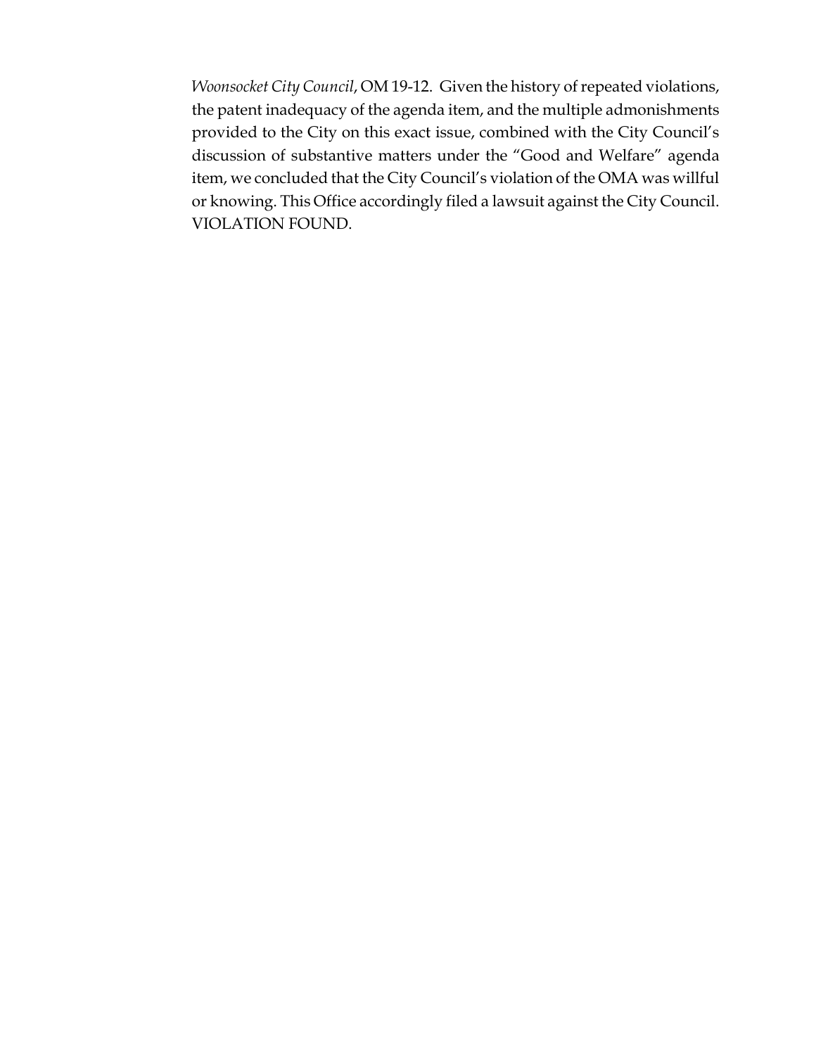*Woonsocket City Council*, OM 19-12. Given the history of repeated violations, the patent inadequacy of the agenda item, and the multiple admonishments provided to the City on this exact issue, combined with the City Council's discussion of substantive matters under the "Good and Welfare" agenda item, we concluded that the City Council's violation of the OMA was willful or knowing. This Office accordingly filed a lawsuit against the City Council. VIOLATION FOUND.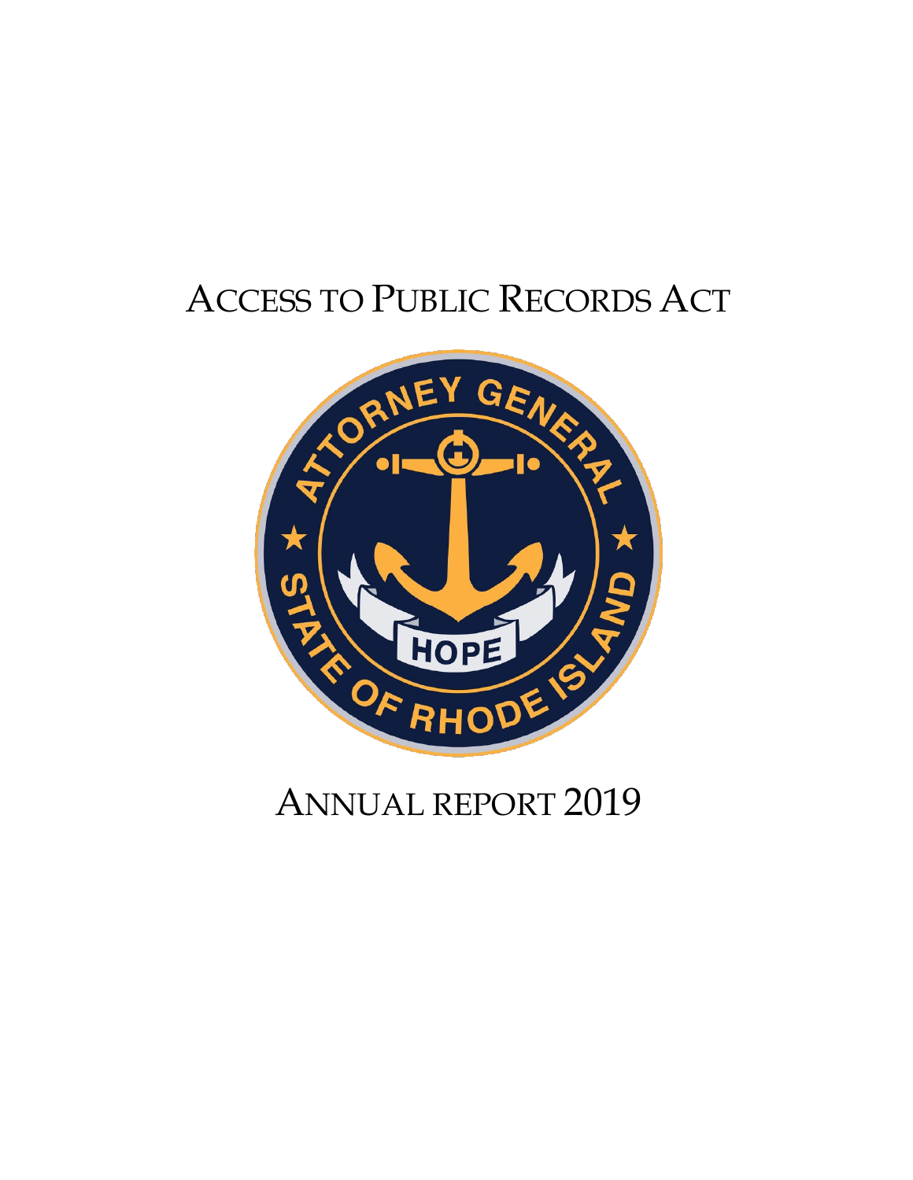# ACCESS TO PUBLIC RECORDS ACT

ANNUAL REPORT 2019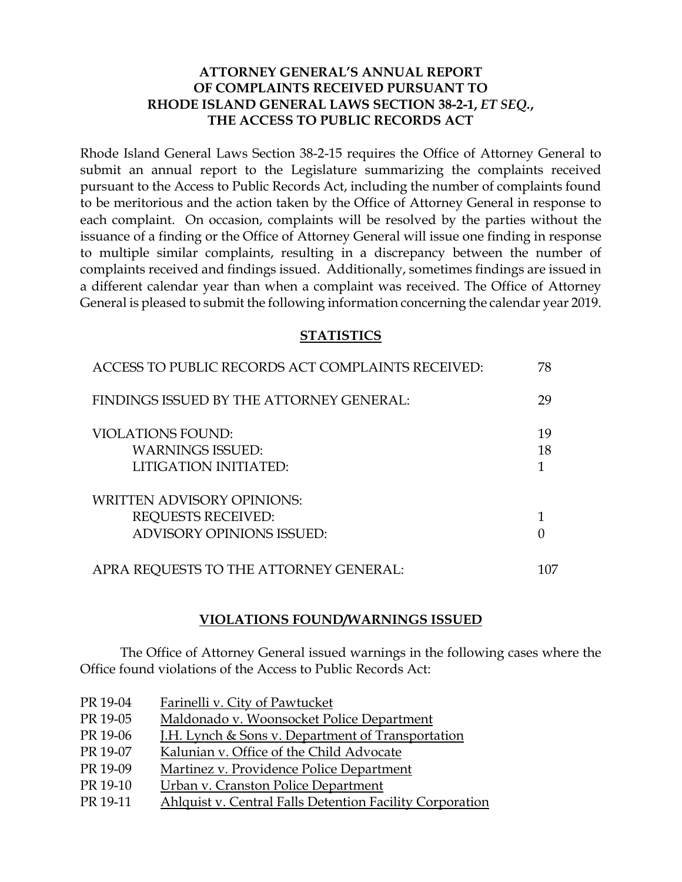**ATTORNEY GENERAL'S ANNUAL REPORT OF COMPLAINTS RECEIVED PURSUANT TO RHODE ISLAND GENERAL LAWS SECTION 38-2-1, *ET SEQ.*, THE ACCESS TO PUBLIC RECORDS ACT**

Rhode Island General Laws Section 38-2-15 requires the Office of Attorney General to submit an annual report to the Legislature summarizing the complaints received pursuant to the Access to Public Records Act, including the number of complaints found to be meritorious and the action taken by the Office of Attorney General in response to each complaint. On occasion, complaints will be resolved by the parties without the issuance of a finding or the Office of Attorney General will issue one finding in response to multiple similar complaints, resulting in a discrepancy between the number of complaints received and findings issued. Additionally, sometimes findings are issued in a different calendar year than when a complaint was received. The Office of Attorney General is pleased to submit the following information concerning the calendar year 2019.

**STATISTICS**

| | |
|---|---|
| ACCESS TO PUBLIC RECORDS ACT COMPLAINTS RECEIVED: | 78 |
| FINDINGS ISSUED BY THE ATTORNEY GENERAL: | 29 |
| VIOLATIONS FOUND: | 19 |
| WARNINGS ISSUED: | 18 |
| LITIGATION INITIATED: | 1 |
| WRITTEN ADVISORY OPINIONS: | |
| REQUESTS RECEIVED: | 1 |
| ADVISORY OPINIONS ISSUED: | 0 |
| APRA REQUESTS TO THE ATTORNEY GENERAL: | 107 |

**VIOLATIONS FOUND/WARNINGS ISSUED**

The Office of Attorney General issued warnings in the following cases where the Office found violations of the Access to Public Records Act:

- PR 19-04 Farinelli v. City of Pawtucket
- PR 19-05 Maldonado v. Woonsocket Police Department
- PR 19-06 J.H. Lynch & Sons v. Department of Transportation
- PR 19-07 Kalunian v. Office of the Child Advocate
- PR 19-09 Martinez v. Providence Police Department
- PR 19-10 Urban v. Cranston Police Department
- PR 19-11 Ahlquist v. Central Falls Detention Facility Corporation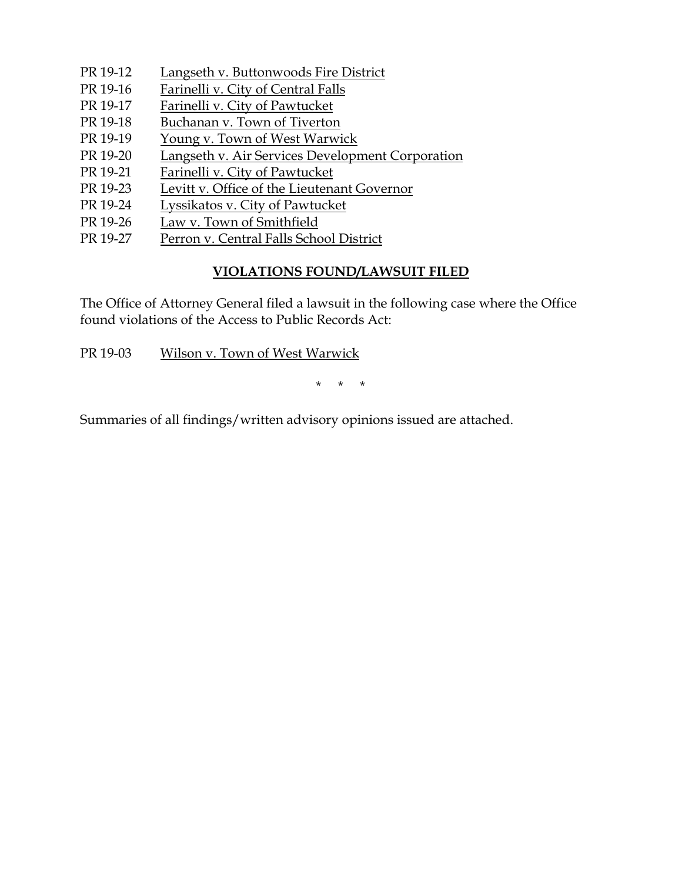PR 19-12 Langseth v. Buttonwoods Fire District
PR 19-16 Farinelli v. City of Central Falls
PR 19-17 Farinelli v. City of Pawtucket
PR 19-18 Buchanan v. Town of Tiverton
PR 19-19 Young v. Town of West Warwick
PR 19-20 Langseth v. Air Services Development Corporation
PR 19-21 Farinelli v. City of Pawtucket
PR 19-23 Levitt v. Office of the Lieutenant Governor
PR 19-24 Lyssikatos v. City of Pawtucket
PR 19-26 Law v. Town of Smithfield
PR 19-27 Perron v. Central Falls School District

## VIOLATIONS FOUND/LAWSUIT FILED

The Office of Attorney General filed a lawsuit in the following case where the Office found violations of the Access to Public Records Act:

PR 19-03 Wilson v. Town of West Warwick

\* \* \*

Summaries of all findings/written advisory opinions issued are attached.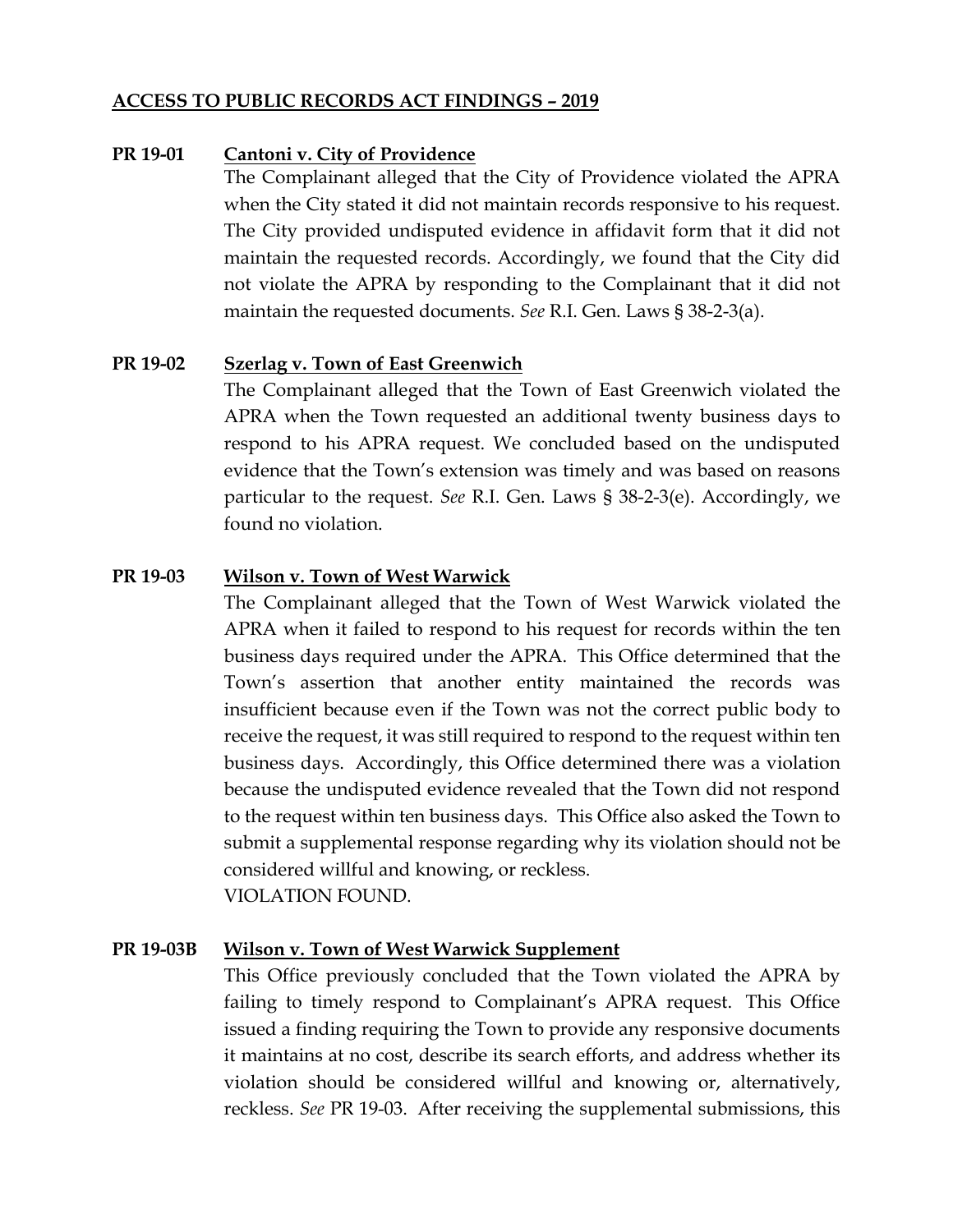**ACCESS TO PUBLIC RECORDS ACT FINDINGS – 2019**

**PR 19-01** **Cantoni v. City of Providence**

The Complainant alleged that the City of Providence violated the APRA when the City stated it did not maintain records responsive to his request. The City provided undisputed evidence in affidavit form that it did not maintain the requested records. Accordingly, we found that the City did not violate the APRA by responding to the Complainant that it did not maintain the requested documents. *See* R.I. Gen. Laws § 38-2-3(a).

**PR 19-02** **Szerlag v. Town of East Greenwich**

The Complainant alleged that the Town of East Greenwich violated the APRA when the Town requested an additional twenty business days to respond to his APRA request. We concluded based on the undisputed evidence that the Town's extension was timely and was based on reasons particular to the request. *See* R.I. Gen. Laws § 38-2-3(e). Accordingly, we found no violation.

**PR 19-03** **Wilson v. Town of West Warwick**

The Complainant alleged that the Town of West Warwick violated the APRA when it failed to respond to his request for records within the ten business days required under the APRA. This Office determined that the Town's assertion that another entity maintained the records was insufficient because even if the Town was not the correct public body to receive the request, it was still required to respond to the request within ten business days. Accordingly, this Office determined there was a violation because the undisputed evidence revealed that the Town did not respond to the request within ten business days. This Office also asked the Town to submit a supplemental response regarding why its violation should not be considered willful and knowing, or reckless.
VIOLATION FOUND.

**PR 19-03B** **Wilson v. Town of West Warwick Supplement**

This Office previously concluded that the Town violated the APRA by failing to timely respond to Complainant's APRA request. This Office issued a finding requiring the Town to provide any responsive documents it maintains at no cost, describe its search efforts, and address whether its violation should be considered willful and knowing or, alternatively, reckless. *See* PR 19-03. After receiving the supplemental submissions, this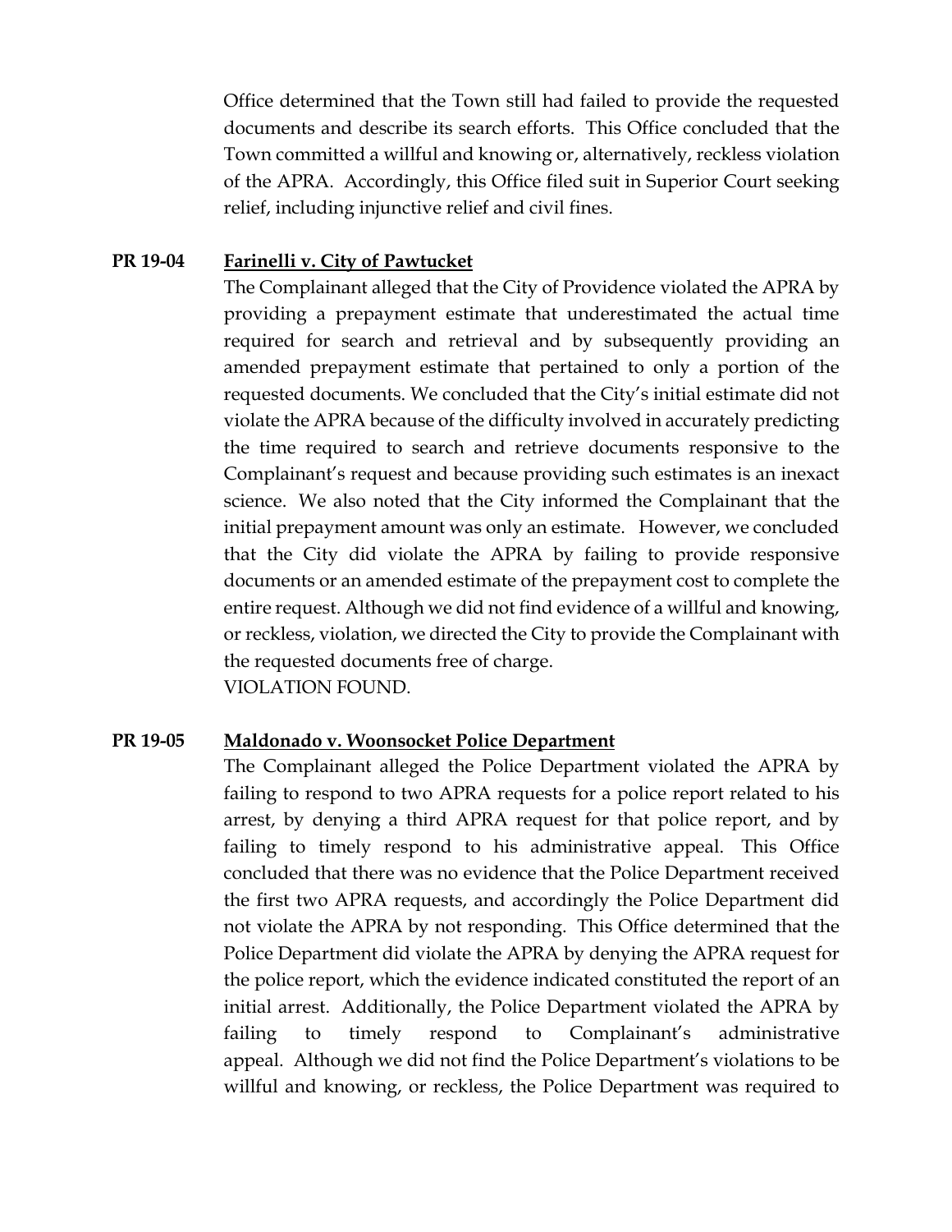Office determined that the Town still had failed to provide the requested documents and describe its search efforts. This Office concluded that the Town committed a willful and knowing or, alternatively, reckless violation of the APRA. Accordingly, this Office filed suit in Superior Court seeking relief, including injunctive relief and civil fines.

**PR 19-04** **Farinelli v. City of Pawtucket**

The Complainant alleged that the City of Providence violated the APRA by providing a prepayment estimate that underestimated the actual time required for search and retrieval and by subsequently providing an amended prepayment estimate that pertained to only a portion of the requested documents. We concluded that the City's initial estimate did not violate the APRA because of the difficulty involved in accurately predicting the time required to search and retrieve documents responsive to the Complainant's request and because providing such estimates is an inexact science. We also noted that the City informed the Complainant that the initial prepayment amount was only an estimate. However, we concluded that the City did violate the APRA by failing to provide responsive documents or an amended estimate of the prepayment cost to complete the entire request. Although we did not find evidence of a willful and knowing, or reckless, violation, we directed the City to provide the Complainant with the requested documents free of charge.

VIOLATION FOUND.

**PR 19-05** **Maldonado v. Woonsocket Police Department**

The Complainant alleged the Police Department violated the APRA by failing to respond to two APRA requests for a police report related to his arrest, by denying a third APRA request for that police report, and by failing to timely respond to his administrative appeal. This Office concluded that there was no evidence that the Police Department received the first two APRA requests, and accordingly the Police Department did not violate the APRA by not responding. This Office determined that the Police Department did violate the APRA by denying the APRA request for the police report, which the evidence indicated constituted the report of an initial arrest. Additionally, the Police Department violated the APRA by failing to timely respond to Complainant's administrative appeal. Although we did not find the Police Department's violations to be willful and knowing, or reckless, the Police Department was required to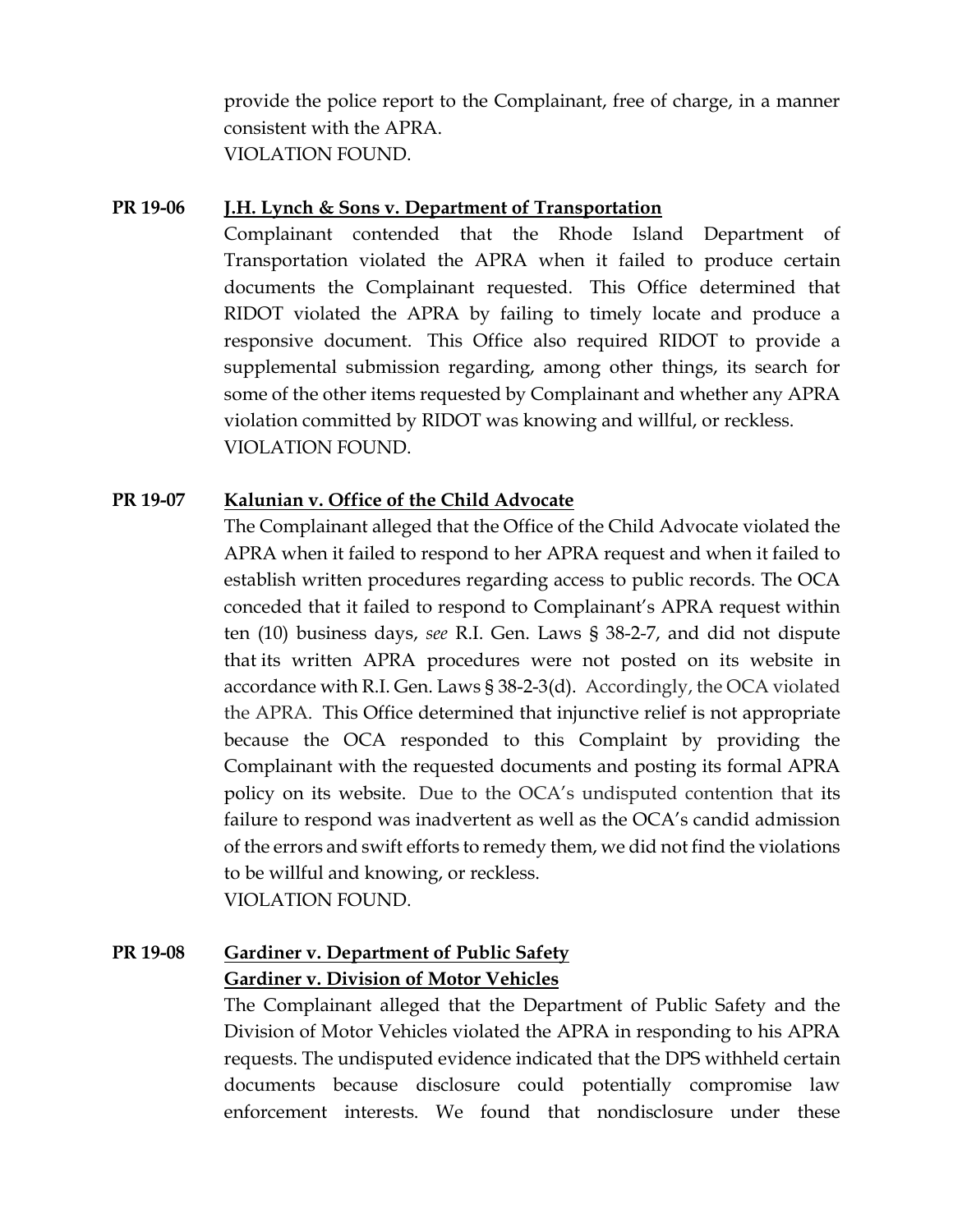provide the police report to the Complainant, free of charge, in a manner consistent with the APRA.
VIOLATION FOUND.

**PR 19-06** **J.H. Lynch & Sons v. Department of Transportation**

Complainant contended that the Rhode Island Department of Transportation violated the APRA when it failed to produce certain documents the Complainant requested. This Office determined that RIDOT violated the APRA by failing to timely locate and produce a responsive document. This Office also required RIDOT to provide a supplemental submission regarding, among other things, its search for some of the other items requested by Complainant and whether any APRA violation committed by RIDOT was knowing and willful, or reckless.
VIOLATION FOUND.

**PR 19-07** **Kalunian v. Office of the Child Advocate**

The Complainant alleged that the Office of the Child Advocate violated the APRA when it failed to respond to her APRA request and when it failed to establish written procedures regarding access to public records. The OCA conceded that it failed to respond to Complainant's APRA request within ten (10) business days, *see* R.I. Gen. Laws § 38-2-7, and did not dispute that its written APRA procedures were not posted on its website in accordance with R.I. Gen. Laws § 38-2-3(d). Accordingly, the OCA violated the APRA. This Office determined that injunctive relief is not appropriate because the OCA responded to this Complaint by providing the Complainant with the requested documents and posting its formal APRA policy on its website. Due to the OCA's undisputed contention that its failure to respond was inadvertent as well as the OCA's candid admission of the errors and swift efforts to remedy them, we did not find the violations to be willful and knowing, or reckless.
VIOLATION FOUND.

**PR 19-08** **Gardiner v. Department of Public Safety**
**Gardiner v. Division of Motor Vehicles**

The Complainant alleged that the Department of Public Safety and the Division of Motor Vehicles violated the APRA in responding to his APRA requests. The undisputed evidence indicated that the DPS withheld certain documents because disclosure could potentially compromise law enforcement interests. We found that nondisclosure under these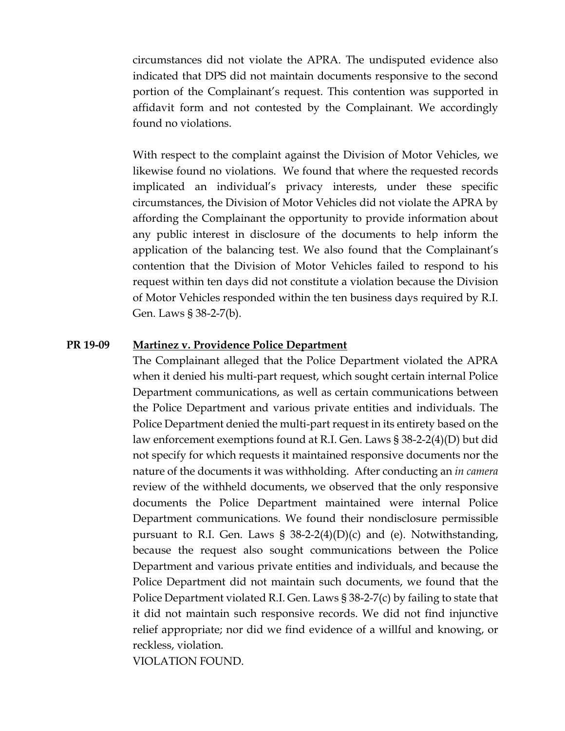circumstances did not violate the APRA. The undisputed evidence also indicated that DPS did not maintain documents responsive to the second portion of the Complainant's request. This contention was supported in affidavit form and not contested by the Complainant. We accordingly found no violations.

With respect to the complaint against the Division of Motor Vehicles, we likewise found no violations. We found that where the requested records implicated an individual's privacy interests, under these specific circumstances, the Division of Motor Vehicles did not violate the APRA by affording the Complainant the opportunity to provide information about any public interest in disclosure of the documents to help inform the application of the balancing test. We also found that the Complainant's contention that the Division of Motor Vehicles failed to respond to his request within ten days did not constitute a violation because the Division of Motor Vehicles responded within the ten business days required by R.I. Gen. Laws § 38-2-7(b).

**PR 19-09** **Martinez v. Providence Police Department**

The Complainant alleged that the Police Department violated the APRA when it denied his multi-part request, which sought certain internal Police Department communications, as well as certain communications between the Police Department and various private entities and individuals. The Police Department denied the multi-part request in its entirety based on the law enforcement exemptions found at R.I. Gen. Laws § 38-2-2(4)(D) but did not specify for which requests it maintained responsive documents nor the nature of the documents it was withholding. After conducting an *in camera* review of the withheld documents, we observed that the only responsive documents the Police Department maintained were internal Police Department communications. We found their nondisclosure permissible pursuant to R.I. Gen. Laws § 38-2-2(4)(D)(c) and (e). Notwithstanding, because the request also sought communications between the Police Department and various private entities and individuals, and because the Police Department did not maintain such documents, we found that the Police Department violated R.I. Gen. Laws § 38-2-7(c) by failing to state that it did not maintain such responsive records. We did not find injunctive relief appropriate; nor did we find evidence of a willful and knowing, or reckless, violation.

VIOLATION FOUND.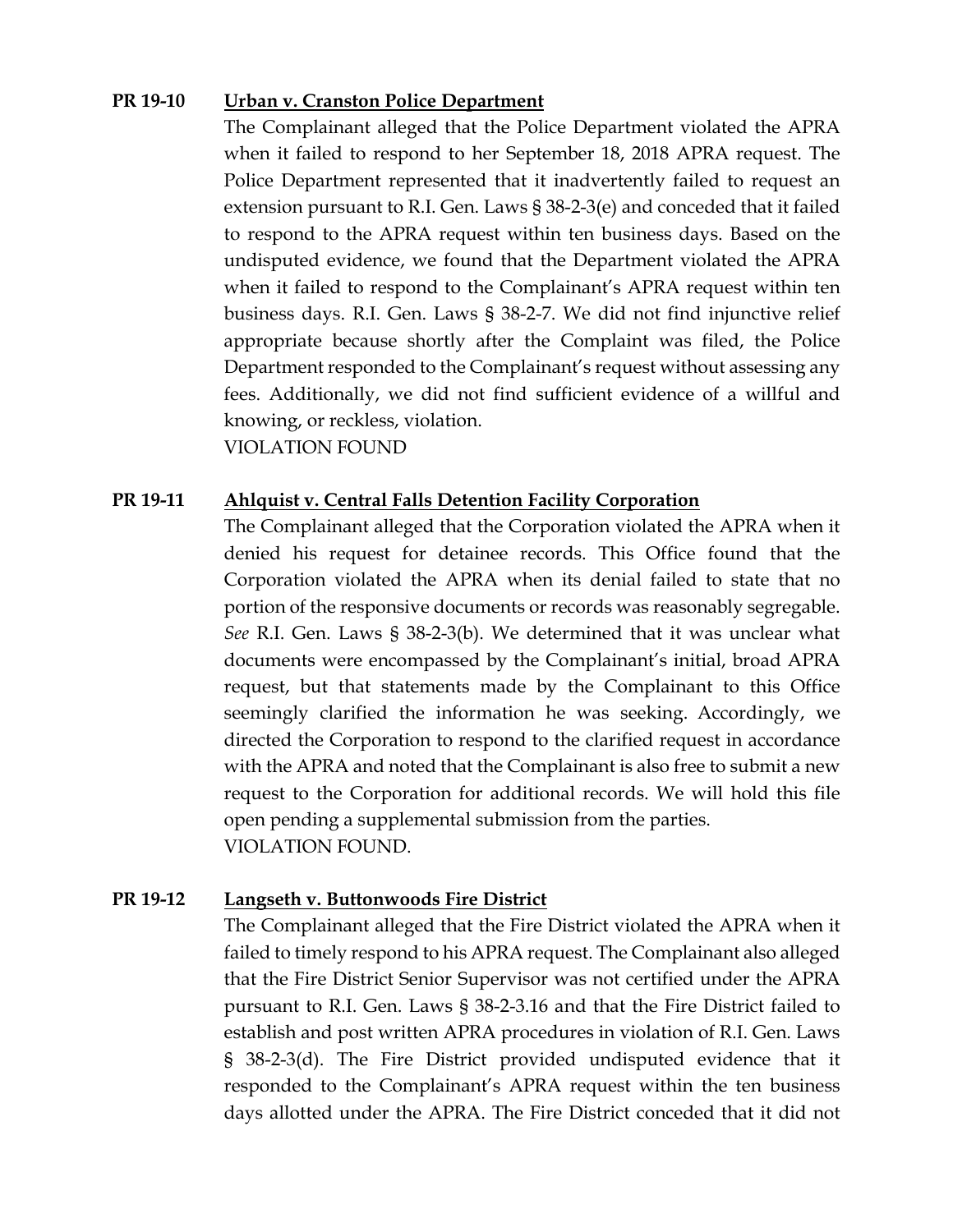**PR 19-10** **<u>Urban v. Cranston Police Department</u>**

The Complainant alleged that the Police Department violated the APRA when it failed to respond to her September 18, 2018 APRA request. The Police Department represented that it inadvertently failed to request an extension pursuant to R.I. Gen. Laws § 38-2-3(e) and conceded that it failed to respond to the APRA request within ten business days. Based on the undisputed evidence, we found that the Department violated the APRA when it failed to respond to the Complainant's APRA request within ten business days. R.I. Gen. Laws § 38-2-7. We did not find injunctive relief appropriate because shortly after the Complaint was filed, the Police Department responded to the Complainant's request without assessing any fees. Additionally, we did not find sufficient evidence of a willful and knowing, or reckless, violation.

VIOLATION FOUND

**PR 19-11** **<u>Ahlquist v. Central Falls Detention Facility Corporation</u>**

The Complainant alleged that the Corporation violated the APRA when it denied his request for detainee records. This Office found that the Corporation violated the APRA when its denial failed to state that no portion of the responsive documents or records was reasonably segregable. *See* R.I. Gen. Laws § 38-2-3(b). We determined that it was unclear what documents were encompassed by the Complainant's initial, broad APRA request, but that statements made by the Complainant to this Office seemingly clarified the information he was seeking. Accordingly, we directed the Corporation to respond to the clarified request in accordance with the APRA and noted that the Complainant is also free to submit a new request to the Corporation for additional records. We will hold this file open pending a supplemental submission from the parties.

VIOLATION FOUND.

**PR 19-12** **<u>Langseth v. Buttonwoods Fire District</u>**

The Complainant alleged that the Fire District violated the APRA when it failed to timely respond to his APRA request. The Complainant also alleged that the Fire District Senior Supervisor was not certified under the APRA pursuant to R.I. Gen. Laws § 38-2-3.16 and that the Fire District failed to establish and post written APRA procedures in violation of R.I. Gen. Laws § 38-2-3(d). The Fire District provided undisputed evidence that it responded to the Complainant's APRA request within the ten business days allotted under the APRA. The Fire District conceded that it did not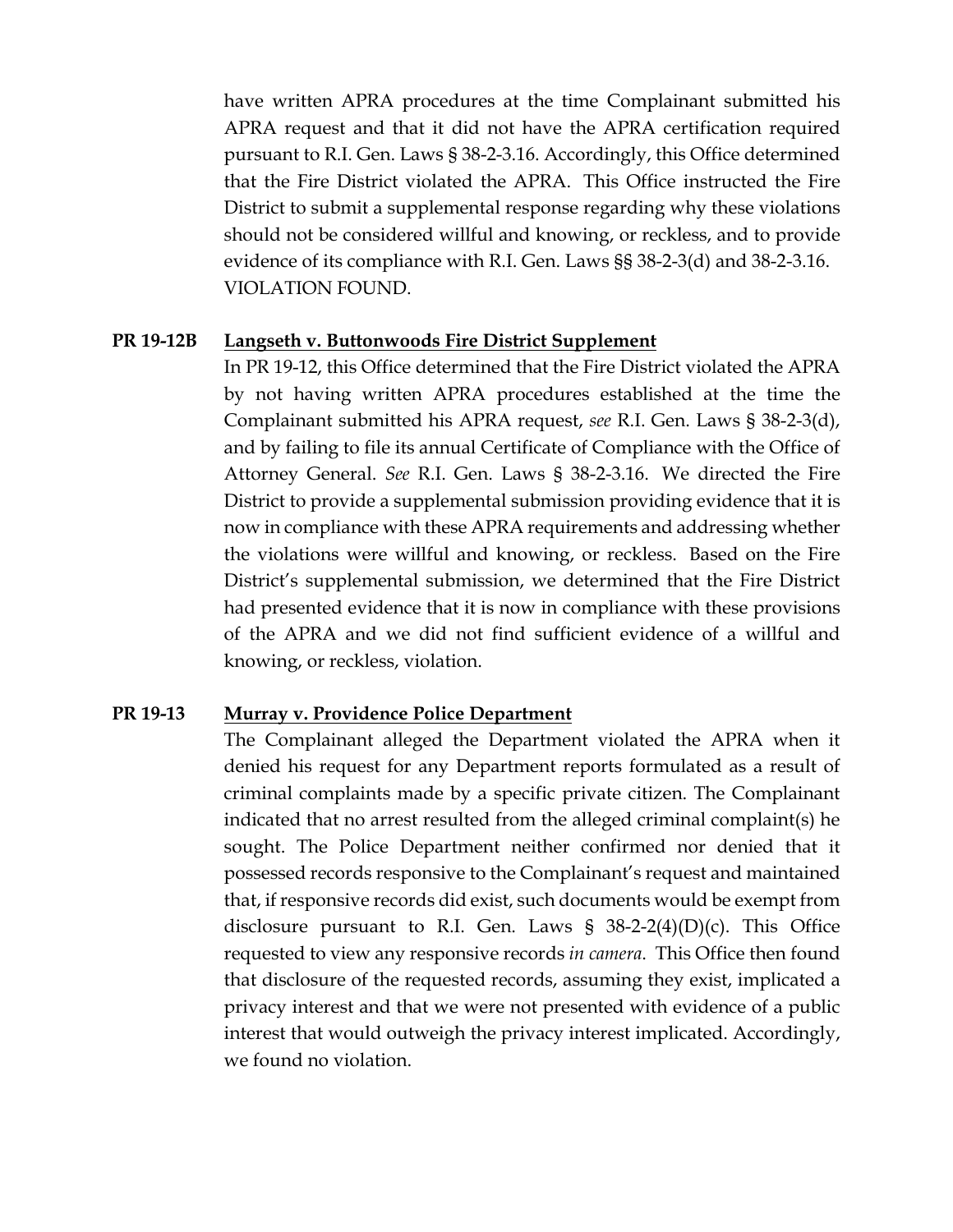have written APRA procedures at the time Complainant submitted his APRA request and that it did not have the APRA certification required pursuant to R.I. Gen. Laws § 38-2-3.16. Accordingly, this Office determined that the Fire District violated the APRA. This Office instructed the Fire District to submit a supplemental response regarding why these violations should not be considered willful and knowing, or reckless, and to provide evidence of its compliance with R.I. Gen. Laws §§ 38-2-3(d) and 38-2-3.16. VIOLATION FOUND.

**PR 19-12B** **Langseth v. Buttonwoods Fire District Supplement**

In PR 19-12, this Office determined that the Fire District violated the APRA by not having written APRA procedures established at the time the Complainant submitted his APRA request, *see* R.I. Gen. Laws § 38-2-3(d), and by failing to file its annual Certificate of Compliance with the Office of Attorney General. *See* R.I. Gen. Laws § 38-2-3.16. We directed the Fire District to provide a supplemental submission providing evidence that it is now in compliance with these APRA requirements and addressing whether the violations were willful and knowing, or reckless. Based on the Fire District's supplemental submission, we determined that the Fire District had presented evidence that it is now in compliance with these provisions of the APRA and we did not find sufficient evidence of a willful and knowing, or reckless, violation.

**PR 19-13** **Murray v. Providence Police Department**

The Complainant alleged the Department violated the APRA when it denied his request for any Department reports formulated as a result of criminal complaints made by a specific private citizen. The Complainant indicated that no arrest resulted from the alleged criminal complaint(s) he sought. The Police Department neither confirmed nor denied that it possessed records responsive to the Complainant's request and maintained that, if responsive records did exist, such documents would be exempt from disclosure pursuant to R.I. Gen. Laws § 38-2-2(4)(D)(c). This Office requested to view any responsive records *in camera*. This Office then found that disclosure of the requested records, assuming they exist, implicated a privacy interest and that we were not presented with evidence of a public interest that would outweigh the privacy interest implicated. Accordingly, we found no violation.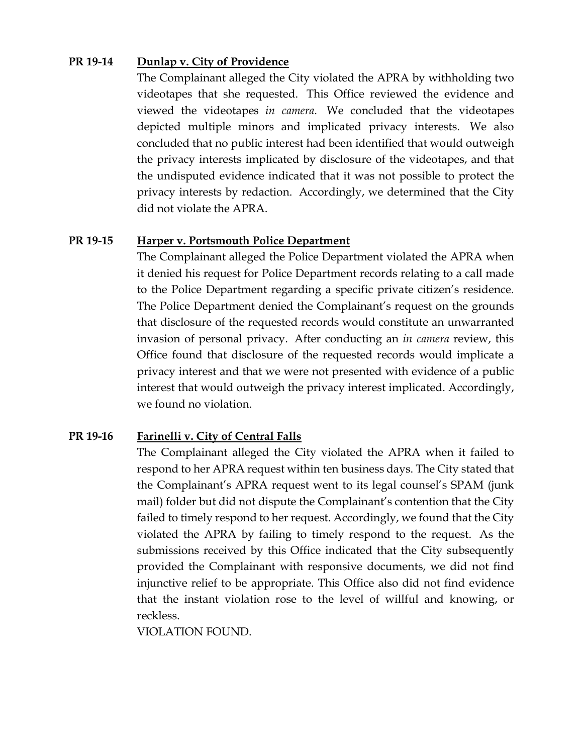**PR 19-14** **Dunlap v. City of Providence**

The Complainant alleged the City violated the APRA by withholding two videotapes that she requested. This Office reviewed the evidence and viewed the videotapes *in camera*. We concluded that the videotapes depicted multiple minors and implicated privacy interests. We also concluded that no public interest had been identified that would outweigh the privacy interests implicated by disclosure of the videotapes, and that the undisputed evidence indicated that it was not possible to protect the privacy interests by redaction. Accordingly, we determined that the City did not violate the APRA.

**PR 19-15** **Harper v. Portsmouth Police Department**

The Complainant alleged the Police Department violated the APRA when it denied his request for Police Department records relating to a call made to the Police Department regarding a specific private citizen's residence. The Police Department denied the Complainant's request on the grounds that disclosure of the requested records would constitute an unwarranted invasion of personal privacy. After conducting an *in camera* review, this Office found that disclosure of the requested records would implicate a privacy interest and that we were not presented with evidence of a public interest that would outweigh the privacy interest implicated. Accordingly, we found no violation.

**PR 19-16** **Farinelli v. City of Central Falls**

The Complainant alleged the City violated the APRA when it failed to respond to her APRA request within ten business days. The City stated that the Complainant's APRA request went to its legal counsel's SPAM (junk mail) folder but did not dispute the Complainant's contention that the City failed to timely respond to her request. Accordingly, we found that the City violated the APRA by failing to timely respond to the request. As the submissions received by this Office indicated that the City subsequently provided the Complainant with responsive documents, we did not find injunctive relief to be appropriate. This Office also did not find evidence that the instant violation rose to the level of willful and knowing, or reckless.

VIOLATION FOUND.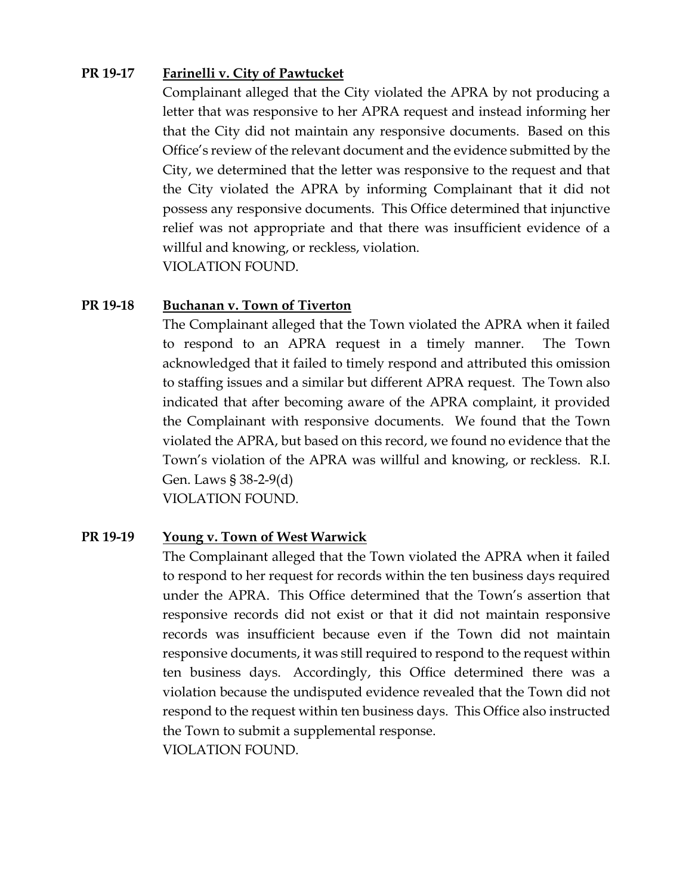**PR 19-17** **Farinelli v. City of Pawtucket**

Complainant alleged that the City violated the APRA by not producing a letter that was responsive to her APRA request and instead informing her that the City did not maintain any responsive documents. Based on this Office's review of the relevant document and the evidence submitted by the City, we determined that the letter was responsive to the request and that the City violated the APRA by informing Complainant that it did not possess any responsive documents. This Office determined that injunctive relief was not appropriate and that there was insufficient evidence of a willful and knowing, or reckless, violation.

VIOLATION FOUND.

**PR 19-18** **Buchanan v. Town of Tiverton**

The Complainant alleged that the Town violated the APRA when it failed to respond to an APRA request in a timely manner. The Town acknowledged that it failed to timely respond and attributed this omission to staffing issues and a similar but different APRA request. The Town also indicated that after becoming aware of the APRA complaint, it provided the Complainant with responsive documents. We found that the Town violated the APRA, but based on this record, we found no evidence that the Town's violation of the APRA was willful and knowing, or reckless. R.I. Gen. Laws § 38-2-9(d)

VIOLATION FOUND.

**PR 19-19** **Young v. Town of West Warwick**

The Complainant alleged that the Town violated the APRA when it failed to respond to her request for records within the ten business days required under the APRA. This Office determined that the Town's assertion that responsive records did not exist or that it did not maintain responsive records was insufficient because even if the Town did not maintain responsive documents, it was still required to respond to the request within ten business days. Accordingly, this Office determined there was a violation because the undisputed evidence revealed that the Town did not respond to the request within ten business days. This Office also instructed the Town to submit a supplemental response.

VIOLATION FOUND.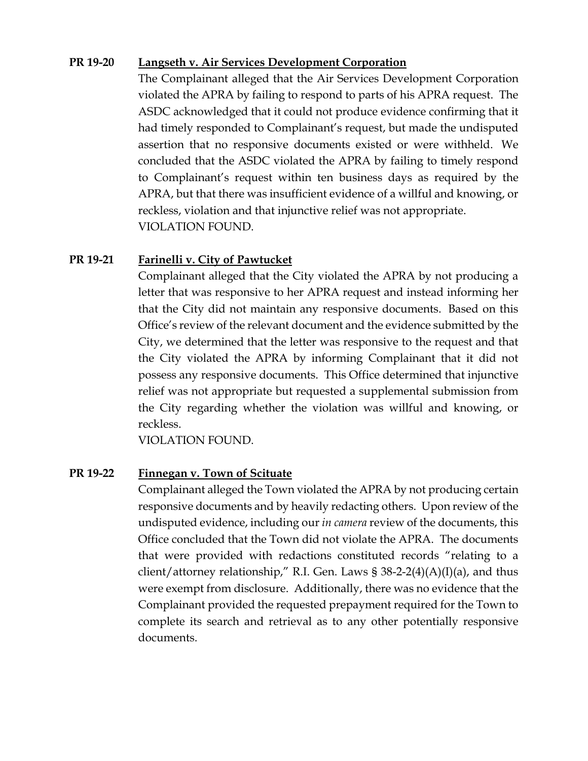**PR 19-20** **Langseth v. Air Services Development Corporation**

The Complainant alleged that the Air Services Development Corporation violated the APRA by failing to respond to parts of his APRA request. The ASDC acknowledged that it could not produce evidence confirming that it had timely responded to Complainant's request, but made the undisputed assertion that no responsive documents existed or were withheld. We concluded that the ASDC violated the APRA by failing to timely respond to Complainant's request within ten business days as required by the APRA, but that there was insufficient evidence of a willful and knowing, or reckless, violation and that injunctive relief was not appropriate.
VIOLATION FOUND.

**PR 19-21** **Farinelli v. City of Pawtucket**

Complainant alleged that the City violated the APRA by not producing a letter that was responsive to her APRA request and instead informing her that the City did not maintain any responsive documents. Based on this Office's review of the relevant document and the evidence submitted by the City, we determined that the letter was responsive to the request and that the City violated the APRA by informing Complainant that it did not possess any responsive documents. This Office determined that injunctive relief was not appropriate but requested a supplemental submission from the City regarding whether the violation was willful and knowing, or reckless.
VIOLATION FOUND.

**PR 19-22** **Finnegan v. Town of Scituate**

Complainant alleged the Town violated the APRA by not producing certain responsive documents and by heavily redacting others. Upon review of the undisputed evidence, including our *in camera* review of the documents, this Office concluded that the Town did not violate the APRA. The documents that were provided with redactions constituted records "relating to a client/attorney relationship," R.I. Gen. Laws § 38-2-2(4)(A)(I)(a), and thus were exempt from disclosure. Additionally, there was no evidence that the Complainant provided the requested prepayment required for the Town to complete its search and retrieval as to any other potentially responsive documents.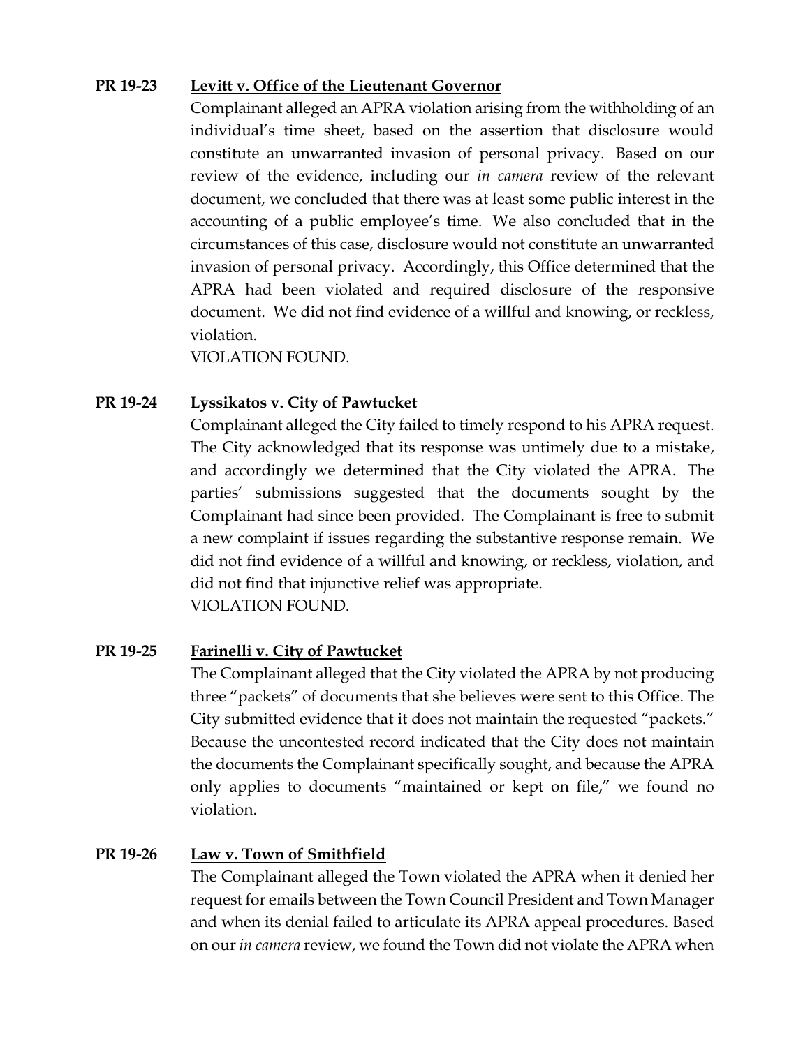**PR 19-23** **<u>Levitt v. Office of the Lieutenant Governor</u>**

Complainant alleged an APRA violation arising from the withholding of an individual's time sheet, based on the assertion that disclosure would constitute an unwarranted invasion of personal privacy. Based on our review of the evidence, including our *in camera* review of the relevant document, we concluded that there was at least some public interest in the accounting of a public employee's time. We also concluded that in the circumstances of this case, disclosure would not constitute an unwarranted invasion of personal privacy. Accordingly, this Office determined that the APRA had been violated and required disclosure of the responsive document. We did not find evidence of a willful and knowing, or reckless, violation.

VIOLATION FOUND.

**PR 19-24** **<u>Lyssikatos v. City of Pawtucket</u>**

Complainant alleged the City failed to timely respond to his APRA request. The City acknowledged that its response was untimely due to a mistake, and accordingly we determined that the City violated the APRA. The parties' submissions suggested that the documents sought by the Complainant had since been provided. The Complainant is free to submit a new complaint if issues regarding the substantive response remain. We did not find evidence of a willful and knowing, or reckless, violation, and did not find that injunctive relief was appropriate.

VIOLATION FOUND.

**PR 19-25** **<u>Farinelli v. City of Pawtucket</u>**

The Complainant alleged that the City violated the APRA by not producing three "packets" of documents that she believes were sent to this Office. The City submitted evidence that it does not maintain the requested "packets." Because the uncontested record indicated that the City does not maintain the documents the Complainant specifically sought, and because the APRA only applies to documents "maintained or kept on file," we found no violation.

**PR 19-26** **<u>Law v. Town of Smithfield</u>**

The Complainant alleged the Town violated the APRA when it denied her request for emails between the Town Council President and Town Manager and when its denial failed to articulate its APRA appeal procedures. Based on our *in camera* review, we found the Town did not violate the APRA when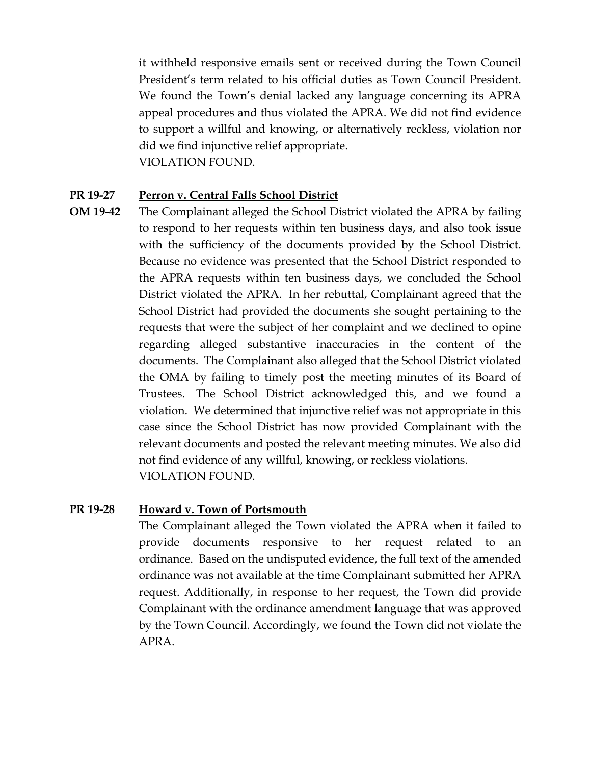it withheld responsive emails sent or received during the Town Council President's term related to his official duties as Town Council President. We found the Town's denial lacked any language concerning its APRA appeal procedures and thus violated the APRA. We did not find evidence to support a willful and knowing, or alternatively reckless, violation nor did we find injunctive relief appropriate.
VIOLATION FOUND.

**PR 19-27** **Perron v. Central Falls School District**
**OM 19-42**

The Complainant alleged the School District violated the APRA by failing to respond to her requests within ten business days, and also took issue with the sufficiency of the documents provided by the School District. Because no evidence was presented that the School District responded to the APRA requests within ten business days, we concluded the School District violated the APRA. In her rebuttal, Complainant agreed that the School District had provided the documents she sought pertaining to the requests that were the subject of her complaint and we declined to opine regarding alleged substantive inaccuracies in the content of the documents. The Complainant also alleged that the School District violated the OMA by failing to timely post the meeting minutes of its Board of Trustees. The School District acknowledged this, and we found a violation. We determined that injunctive relief was not appropriate in this case since the School District has now provided Complainant with the relevant documents and posted the relevant meeting minutes. We also did not find evidence of any willful, knowing, or reckless violations.
VIOLATION FOUND.

**PR 19-28** **Howard v. Town of Portsmouth**

The Complainant alleged the Town violated the APRA when it failed to provide documents responsive to her request related to an ordinance. Based on the undisputed evidence, the full text of the amended ordinance was not available at the time Complainant submitted her APRA request. Additionally, in response to her request, the Town did provide Complainant with the ordinance amendment language that was approved by the Town Council. Accordingly, we found the Town did not violate the APRA.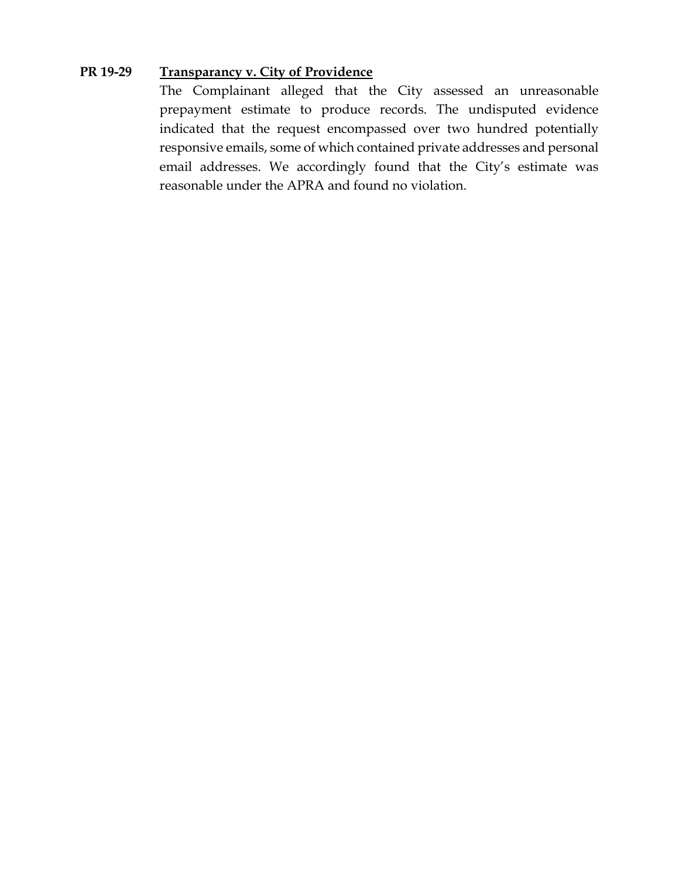**PR 19-29** **Transparancy v. City of Providence**

The Complainant alleged that the City assessed an unreasonable prepayment estimate to produce records. The undisputed evidence indicated that the request encompassed over two hundred potentially responsive emails, some of which contained private addresses and personal email addresses. We accordingly found that the City's estimate was reasonable under the APRA and found no violation.